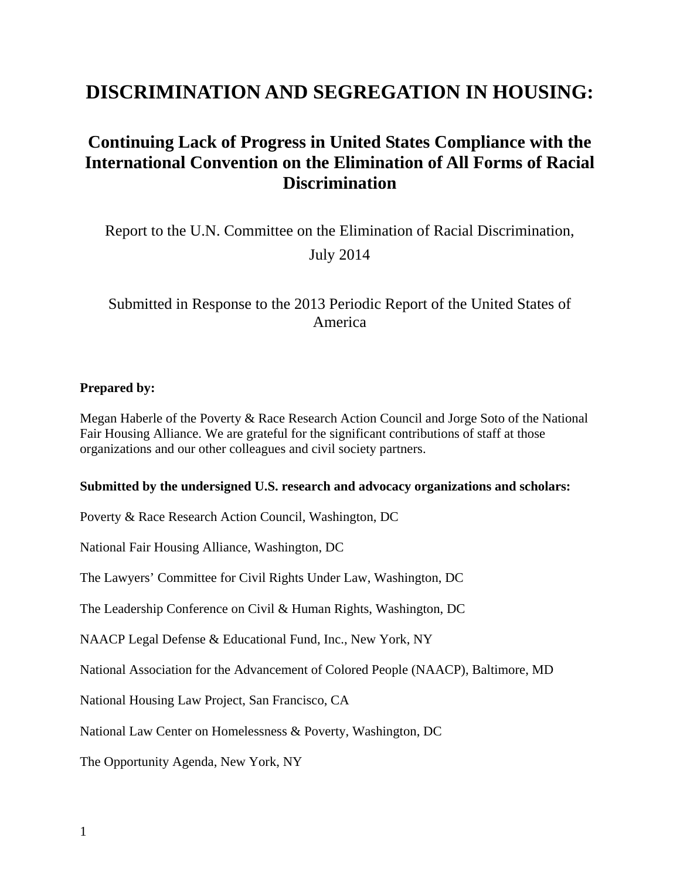# DISCRIMINATION AND SEGREGATION IN HOUSING:

## Continuing Lack of Progress in United States Compliance with the International Convention on the Elimination of All Forms of Racial Discrimination

Report to the U.N. Committee on the Elimination of Racial Discrimination,

July 2014

Submitted in Response to the 2013 Periodic Report of the United States of America

**Prepared by:**

Megan Haberle of the Poverty & Race Research Action Council and Jorge Soto of the National Fair Housing Alliance. We are grateful for the significant contributions of staff at those organizations and our other colleagues and civil society partners.

**Submitted by the undersigned U.S. research and advocacy organizations and scholars:**

Poverty & Race Research Action Council, Washington, DC

National Fair Housing Alliance, Washington, DC

The Lawyers' Committee for Civil Rights Under Law, Washington, DC

The Leadership Conference on Civil & Human Rights, Washington, DC

NAACP Legal Defense & Educational Fund, Inc., New York, NY

National Association for the Advancement of Colored People (NAACP), Baltimore, MD

National Housing Law Project, San Francisco, CA

National Law Center on Homelessness & Poverty, Washington, DC

The Opportunity Agenda, New York, NY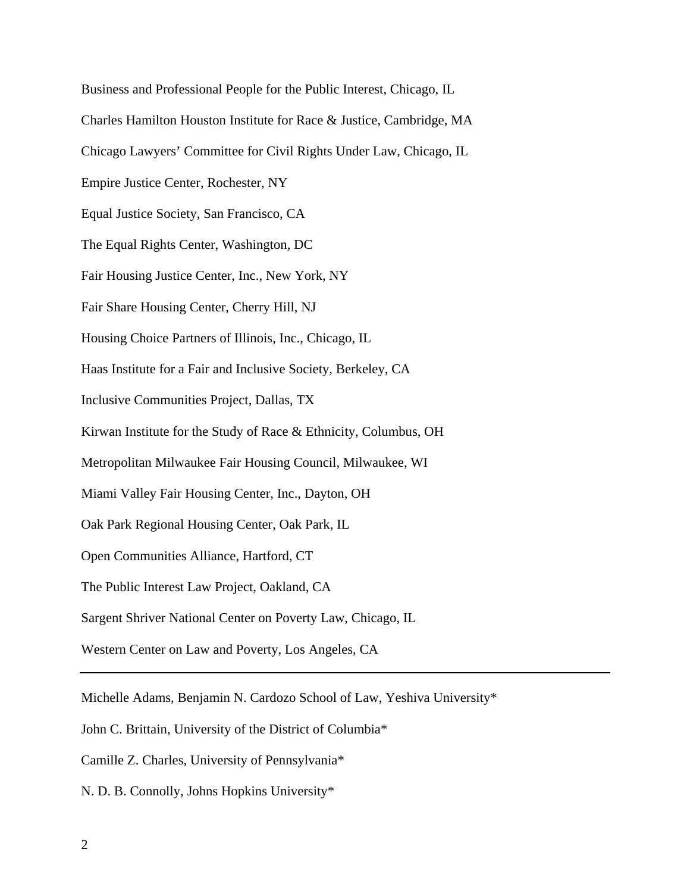Business and Professional People for the Public Interest, Chicago, IL

Charles Hamilton Houston Institute for Race & Justice, Cambridge, MA

Chicago Lawyers' Committee for Civil Rights Under Law, Chicago, IL

Empire Justice Center, Rochester, NY

Equal Justice Society, San Francisco, CA

The Equal Rights Center, Washington, DC

Fair Housing Justice Center, Inc., New York, NY

Fair Share Housing Center, Cherry Hill, NJ

Housing Choice Partners of Illinois, Inc., Chicago, IL

Haas Institute for a Fair and Inclusive Society, Berkeley, CA

Inclusive Communities Project, Dallas, TX

Kirwan Institute for the Study of Race & Ethnicity, Columbus, OH

Metropolitan Milwaukee Fair Housing Council, Milwaukee, WI

Miami Valley Fair Housing Center, Inc., Dayton, OH

Oak Park Regional Housing Center, Oak Park, IL

Open Communities Alliance, Hartford, CT

The Public Interest Law Project, Oakland, CA

Sargent Shriver National Center on Poverty Law, Chicago, IL

Western Center on Law and Poverty, Los Angeles, CA

---

Michelle Adams, Benjamin N. Cardozo School of Law, Yeshiva University*

John C. Brittain, University of the District of Columbia*

Camille Z. Charles, University of Pennsylvania*

N. D. B. Connolly, Johns Hopkins University*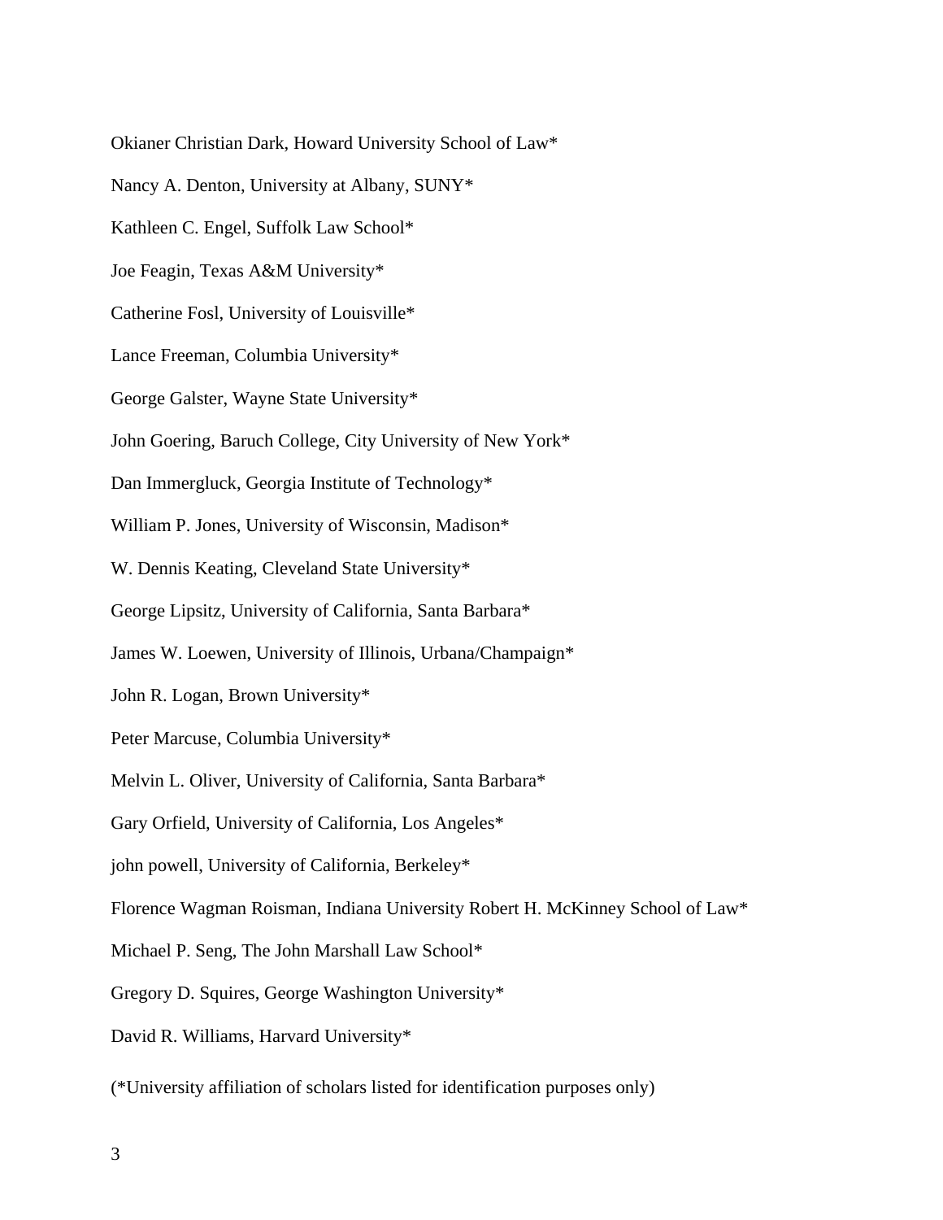Okianer Christian Dark, Howard University School of Law*

Nancy A. Denton, University at Albany, SUNY*

Kathleen C. Engel, Suffolk Law School*

Joe Feagin, Texas A&M University*

Catherine Fosl, University of Louisville*

Lance Freeman, Columbia University*

George Galster, Wayne State University*

John Goering, Baruch College, City University of New York*

Dan Immergluck, Georgia Institute of Technology*

William P. Jones, University of Wisconsin, Madison*

W. Dennis Keating, Cleveland State University*

George Lipsitz, University of California, Santa Barbara*

James W. Loewen, University of Illinois, Urbana/Champaign*

John R. Logan, Brown University*

Peter Marcuse, Columbia University*

Melvin L. Oliver, University of California, Santa Barbara*

Gary Orfield, University of California, Los Angeles*

john powell, University of California, Berkeley*

Florence Wagman Roisman, Indiana University Robert H. McKinney School of Law*

Michael P. Seng, The John Marshall Law School*

Gregory D. Squires, George Washington University*

David R. Williams, Harvard University*

(*University affiliation of scholars listed for identification purposes only)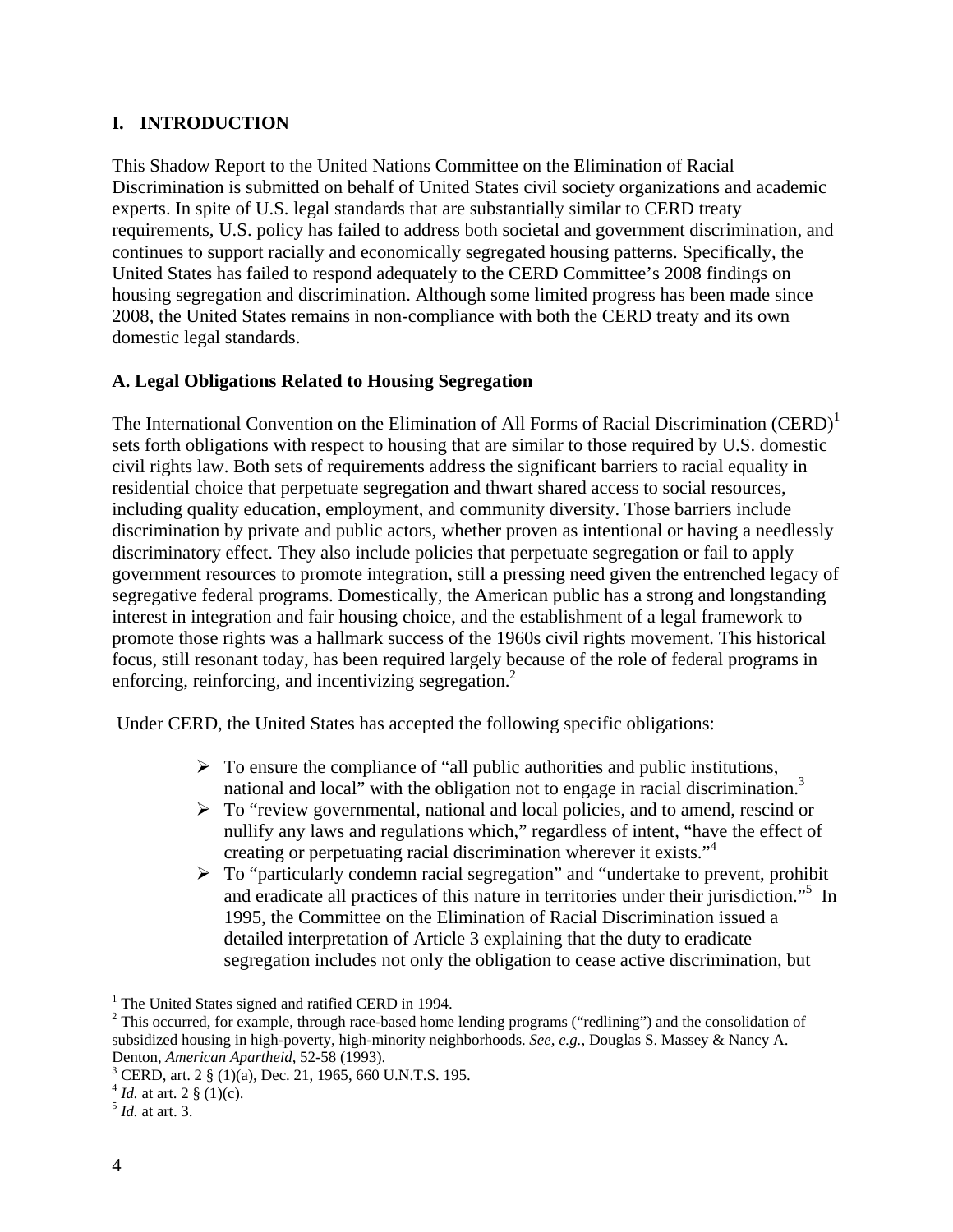## I. INTRODUCTION

This Shadow Report to the United Nations Committee on the Elimination of Racial Discrimination is submitted on behalf of United States civil society organizations and academic experts. In spite of U.S. legal standards that are substantially similar to CERD treaty requirements, U.S. policy has failed to address both societal and government discrimination, and continues to support racially and economically segregated housing patterns. Specifically, the United States has failed to respond adequately to the CERD Committee's 2008 findings on housing segregation and discrimination. Although some limited progress has been made since 2008, the United States remains in non-compliance with both the CERD treaty and its own domestic legal standards.

### A. Legal Obligations Related to Housing Segregation

The International Convention on the Elimination of All Forms of Racial Discrimination (CERD)[1] sets forth obligations with respect to housing that are similar to those required by U.S. domestic civil rights law. Both sets of requirements address the significant barriers to racial equality in residential choice that perpetuate segregation and thwart shared access to social resources, including quality education, employment, and community diversity. Those barriers include discrimination by private and public actors, whether proven as intentional or having a needlessly discriminatory effect. They also include policies that perpetuate segregation or fail to apply government resources to promote integration, still a pressing need given the entrenched legacy of segregative federal programs. Domestically, the American public has a strong and longstanding interest in integration and fair housing choice, and the establishment of a legal framework to promote those rights was a hallmark success of the 1960s civil rights movement. This historical focus, still resonant today, has been required largely because of the role of federal programs in enforcing, reinforcing, and incentivizing segregation.[2]

Under CERD, the United States has accepted the following specific obligations:

- To ensure the compliance of "all public authorities and public institutions, national and local" with the obligation not to engage in racial discrimination.[3]
- To "review governmental, national and local policies, and to amend, rescind or nullify any laws and regulations which," regardless of intent, "have the effect of creating or perpetuating racial discrimination wherever it exists."[4]
- To "particularly condemn racial segregation" and "undertake to prevent, prohibit and eradicate all practices of this nature in territories under their jurisdiction."[5] In 1995, the Committee on the Elimination of Racial Discrimination issued a detailed interpretation of Article 3 explaining that the duty to eradicate segregation includes not only the obligation to cease active discrimination, but

---

[1] The United States signed and ratified CERD in 1994.

[2] This occurred, for example, through race-based home lending programs ("redlining") and the consolidation of subsidized housing in high-poverty, high-minority neighborhoods. *See, e.g.*, Douglas S. Massey & Nancy A. Denton, *American Apartheid*, 52-58 (1993).

[3] CERD, art. 2 § (1)(a), Dec. 21, 1965, 660 U.N.T.S. 195.

[4] *Id.* at art. 2 § (1)(c).

[5] *Id.* at art. 3.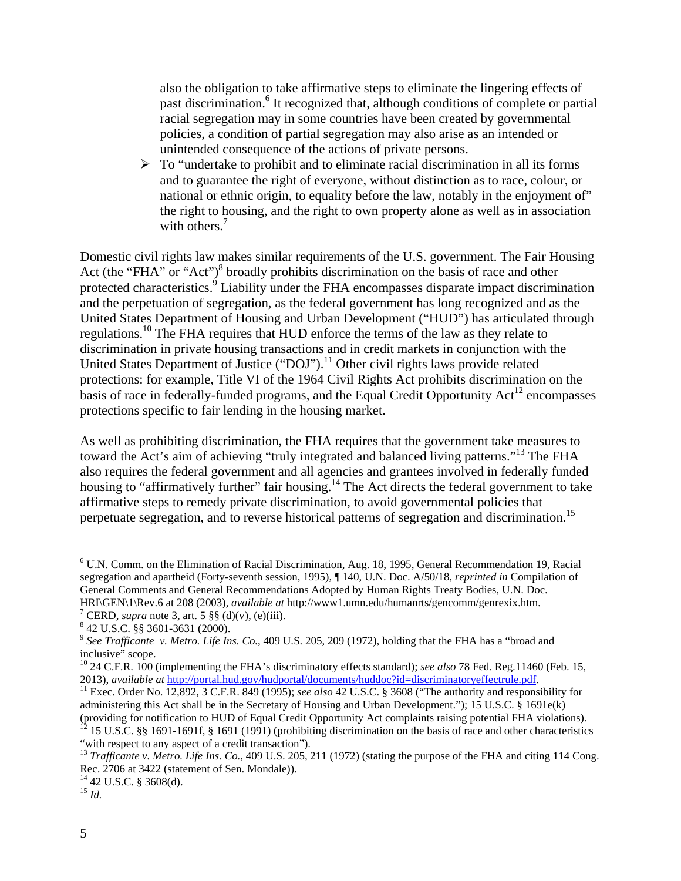also the obligation to take affirmative steps to eliminate the lingering effects of past discrimination.[6] It recognized that, although conditions of complete or partial racial segregation may in some countries have been created by governmental policies, a condition of partial segregation may also arise as an intended or unintended consequence of the actions of private persons.

- To "undertake to prohibit and to eliminate racial discrimination in all its forms and to guarantee the right of everyone, without distinction as to race, colour, or national or ethnic origin, to equality before the law, notably in the enjoyment of" the right to housing, and the right to own property alone as well as in association with others.[7]

Domestic civil rights law makes similar requirements of the U.S. government. The Fair Housing Act (the "FHA" or "Act")[8] broadly prohibits discrimination on the basis of race and other protected characteristics.[9] Liability under the FHA encompasses disparate impact discrimination and the perpetuation of segregation, as the federal government has long recognized and as the United States Department of Housing and Urban Development ("HUD") has articulated through regulations.[10] The FHA requires that HUD enforce the terms of the law as they relate to discrimination in private housing transactions and in credit markets in conjunction with the United States Department of Justice ("DOJ").[11] Other civil rights laws provide related protections: for example, Title VI of the 1964 Civil Rights Act prohibits discrimination on the basis of race in federally-funded programs, and the Equal Credit Opportunity Act[12] encompasses protections specific to fair lending in the housing market.

As well as prohibiting discrimination, the FHA requires that the government take measures to toward the Act's aim of achieving "truly integrated and balanced living patterns."[13] The FHA also requires the federal government and all agencies and grantees involved in federally funded housing to "affirmatively further" fair housing.[14] The Act directs the federal government to take affirmative steps to remedy private discrimination, to avoid governmental policies that perpetuate segregation, and to reverse historical patterns of segregation and discrimination.[15]

---

[6] U.N. Comm. on the Elimination of Racial Discrimination, Aug. 18, 1995, General Recommendation 19, Racial segregation and apartheid (Forty-seventh session, 1995), ¶ 140, U.N. Doc. A/50/18, *reprinted in* Compilation of General Comments and General Recommendations Adopted by Human Rights Treaty Bodies, U.N. Doc. HRI\GEN\1\Rev.6 at 208 (2003), *available at* http://www1.umn.edu/humanrts/gencomm/genrexix.htm.

[7] CERD, *supra* note 3, art. 5 §§ (d)(v), (e)(iii).

[8] 42 U.S.C. §§ 3601-3631 (2000).

[9] *See Trafficante v. Metro. Life Ins. Co.*, 409 U.S. 205, 209 (1972), holding that the FHA has a "broad and inclusive" scope.

[10] 24 C.F.R. 100 (implementing the FHA's discriminatory effects standard); *see also* 78 Fed. Reg.11460 (Feb. 15, 2013), *available at* http://portal.hud.gov/hudportal/documents/huddoc?id=discriminatoryeffectrule.pdf.

[11] Exec. Order No. 12,892, 3 C.F.R. 849 (1995); *see also* 42 U.S.C. § 3608 ("The authority and responsibility for administering this Act shall be in the Secretary of Housing and Urban Development."); 15 U.S.C. § 1691e(k) (providing for notification to HUD of Equal Credit Opportunity Act complaints raising potential FHA violations).

[12] 15 U.S.C. §§ 1691-1691f, § 1691 (1991) (prohibiting discrimination on the basis of race and other characteristics "with respect to any aspect of a credit transaction").

[13] *Trafficante v. Metro. Life Ins. Co.*, 409 U.S. 205, 211 (1972) (stating the purpose of the FHA and citing 114 Cong. Rec. 2706 at 3422 (statement of Sen. Mondale)).

[14] 42 U.S.C. § 3608(d).

[15] *Id.*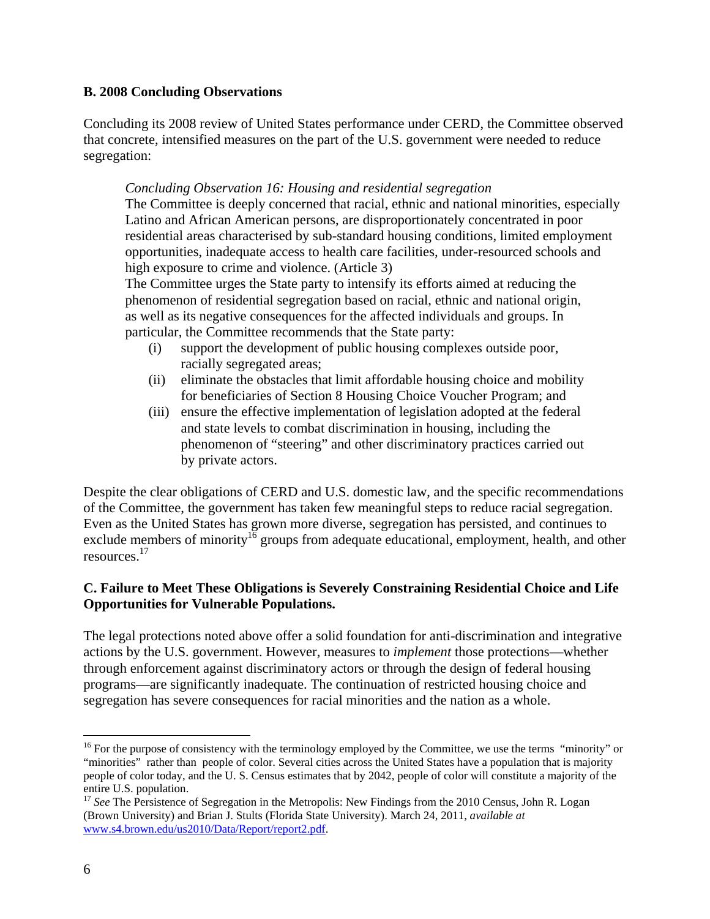### B. 2008 Concluding Observations

Concluding its 2008 review of United States performance under CERD, the Committee observed that concrete, intensified measures on the part of the U.S. government were needed to reduce segregation:

> *Concluding Observation 16: Housing and residential segregation*
>
> The Committee is deeply concerned that racial, ethnic and national minorities, especially Latino and African American persons, are disproportionately concentrated in poor residential areas characterised by sub-standard housing conditions, limited employment opportunities, inadequate access to health care facilities, under-resourced schools and high exposure to crime and violence. (Article 3)
>
> The Committee urges the State party to intensify its efforts aimed at reducing the phenomenon of residential segregation based on racial, ethnic and national origin, as well as its negative consequences for the affected individuals and groups. In particular, the Committee recommends that the State party:
>
> (i) support the development of public housing complexes outside poor, racially segregated areas;
>
> (ii) eliminate the obstacles that limit affordable housing choice and mobility for beneficiaries of Section 8 Housing Choice Voucher Program; and
>
> (iii) ensure the effective implementation of legislation adopted at the federal and state levels to combat discrimination in housing, including the phenomenon of "steering" and other discriminatory practices carried out by private actors.

Despite the clear obligations of CERD and U.S. domestic law, and the specific recommendations of the Committee, the government has taken few meaningful steps to reduce racial segregation. Even as the United States has grown more diverse, segregation has persisted, and continues to exclude members of minority[16] groups from adequate educational, employment, health, and other resources.[17]

### C. Failure to Meet These Obligations is Severely Constraining Residential Choice and Life Opportunities for Vulnerable Populations.

The legal protections noted above offer a solid foundation for anti-discrimination and integrative actions by the U.S. government. However, measures to *implement* those protections—whether through enforcement against discriminatory actors or through the design of federal housing programs—are significantly inadequate. The continuation of restricted housing choice and segregation has severe consequences for racial minorities and the nation as a whole.

---

[16] For the purpose of consistency with the terminology employed by the Committee, we use the terms "minority" or "minorities" rather than people of color. Several cities across the United States have a population that is majority people of color today, and the U. S. Census estimates that by 2042, people of color will constitute a majority of the entire U.S. population.

[17] *See* The Persistence of Segregation in the Metropolis: New Findings from the 2010 Census, John R. Logan (Brown University) and Brian J. Stults (Florida State University). March 24, 2011, *available at* www.s4.brown.edu/us2010/Data/Report/report2.pdf.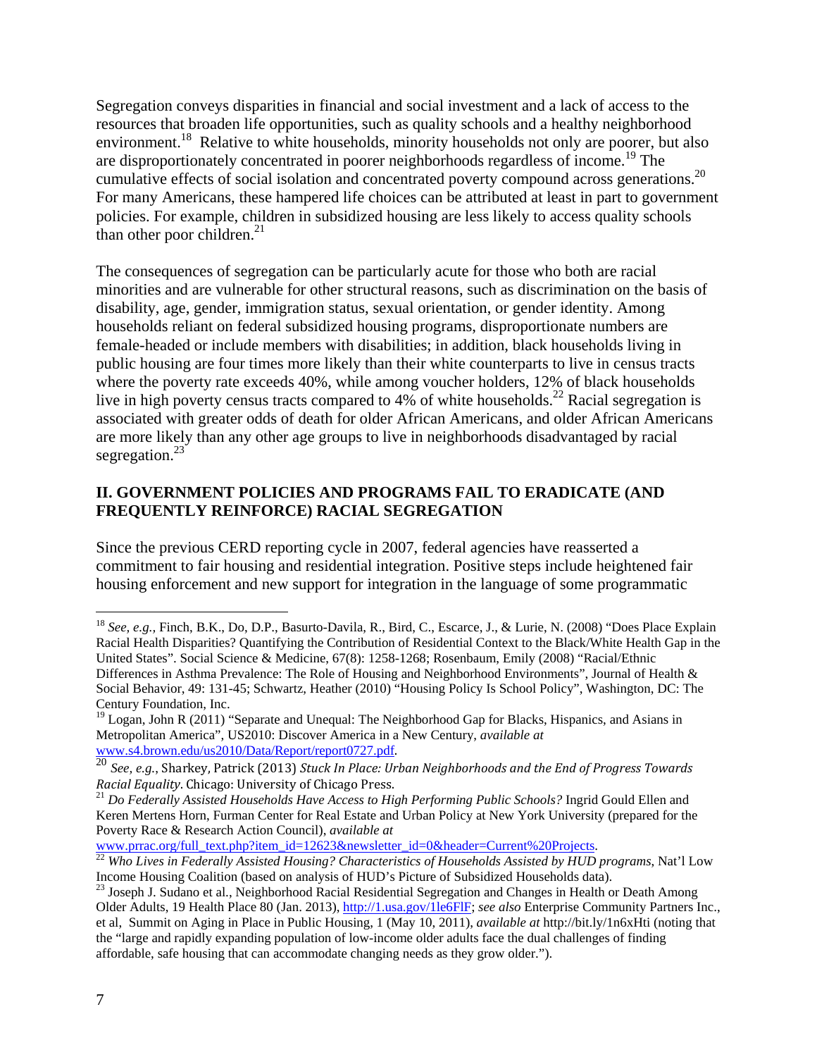Segregation conveys disparities in financial and social investment and a lack of access to the resources that broaden life opportunities, such as quality schools and a healthy neighborhood environment.[18] Relative to white households, minority households not only are poorer, but also are disproportionately concentrated in poorer neighborhoods regardless of income.[19] The cumulative effects of social isolation and concentrated poverty compound across generations.[20] For many Americans, these hampered life choices can be attributed at least in part to government policies. For example, children in subsidized housing are less likely to access quality schools than other poor children.[21]

The consequences of segregation can be particularly acute for those who both are racial minorities and are vulnerable for other structural reasons, such as discrimination on the basis of disability, age, gender, immigration status, sexual orientation, or gender identity. Among households reliant on federal subsidized housing programs, disproportionate numbers are female-headed or include members with disabilities; in addition, black households living in public housing are four times more likely than their white counterparts to live in census tracts where the poverty rate exceeds 40%, while among voucher holders, 12% of black households live in high poverty census tracts compared to 4% of white households.[22] Racial segregation is associated with greater odds of death for older African Americans, and older African Americans are more likely than any other age groups to live in neighborhoods disadvantaged by racial segregation.[23]

## II. GOVERNMENT POLICIES AND PROGRAMS FAIL TO ERADICATE (AND FREQUENTLY REINFORCE) RACIAL SEGREGATION

Since the previous CERD reporting cycle in 2007, federal agencies have reasserted a commitment to fair housing and residential integration. Positive steps include heightened fair housing enforcement and new support for integration in the language of some programmatic

---

[18] *See, e.g.*, Finch, B.K., Do, D.P., Basurto-Davila, R., Bird, C., Escarce, J., & Lurie, N. (2008) "Does Place Explain Racial Health Disparities? Quantifying the Contribution of Residential Context to the Black/White Health Gap in the United States". Social Science & Medicine, 67(8): 1258-1268; Rosenbaum, Emily (2008) "Racial/Ethnic Differences in Asthma Prevalence: The Role of Housing and Neighborhood Environments", Journal of Health & Social Behavior, 49: 131-45; Schwartz, Heather (2010) "Housing Policy Is School Policy", Washington, DC: The Century Foundation, Inc.

[19] Logan, John R (2011) "Separate and Unequal: The Neighborhood Gap for Blacks, Hispanics, and Asians in Metropolitan America", US2010: Discover America in a New Century, *available at* www.s4.brown.edu/us2010/Data/Report/report0727.pdf.

[20] *See, e.g.*, Sharkey, Patrick (2013) *Stuck In Place: Urban Neighborhoods and the End of Progress Towards Racial Equality*. Chicago: University of Chicago Press.

[21] *Do Federally Assisted Households Have Access to High Performing Public Schools?* Ingrid Gould Ellen and Keren Mertens Horn, Furman Center for Real Estate and Urban Policy at New York University (prepared for the Poverty Race & Research Action Council), *available at* www.prrac.org/full_text.php?item_id=12623&newsletter_id=0&header=Current%20Projects.

[22] *Who Lives in Federally Assisted Housing? Characteristics of Households Assisted by HUD programs*, Nat'l Low Income Housing Coalition (based on analysis of HUD's Picture of Subsidized Households data).

[23] Joseph J. Sudano et al., Neighborhood Racial Residential Segregation and Changes in Health or Death Among Older Adults, 19 Health Place 80 (Jan. 2013), http://1.usa.gov/1le6FlF; *see also* Enterprise Community Partners Inc., et al, Summit on Aging in Place in Public Housing, 1 (May 10, 2011), *available at* http://bit.ly/1n6xHti (noting that the "large and rapidly expanding population of low-income older adults face the dual challenges of finding affordable, safe housing that can accommodate changing needs as they grow older.").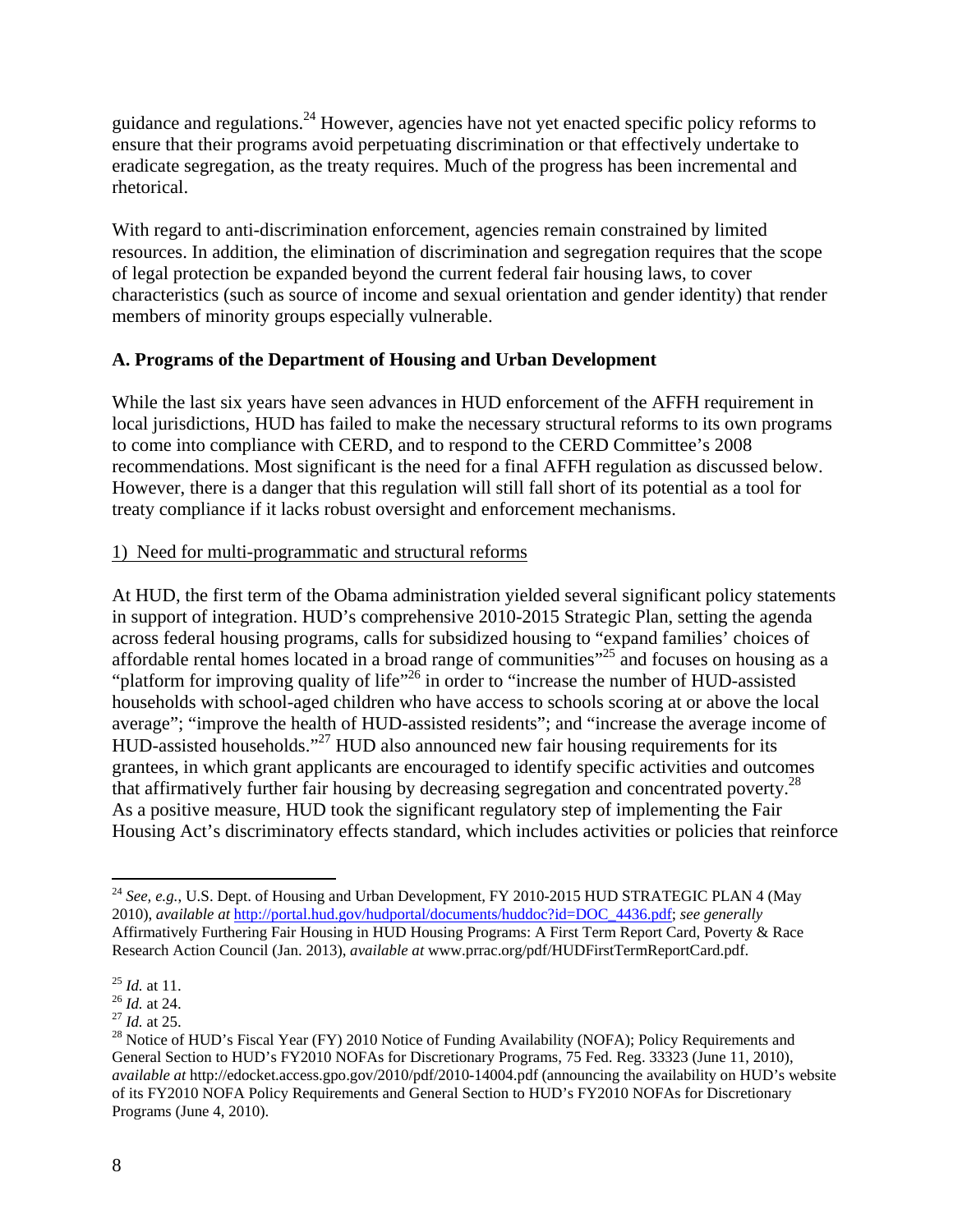guidance and regulations.[24] However, agencies have not yet enacted specific policy reforms to ensure that their programs avoid perpetuating discrimination or that effectively undertake to eradicate segregation, as the treaty requires. Much of the progress has been incremental and rhetorical.

With regard to anti-discrimination enforcement, agencies remain constrained by limited resources. In addition, the elimination of discrimination and segregation requires that the scope of legal protection be expanded beyond the current federal fair housing laws, to cover characteristics (such as source of income and sexual orientation and gender identity) that render members of minority groups especially vulnerable.

**A. Programs of the Department of Housing and Urban Development**

While the last six years have seen advances in HUD enforcement of the AFFH requirement in local jurisdictions, HUD has failed to make the necessary structural reforms to its own programs to come into compliance with CERD, and to respond to the CERD Committee's 2008 recommendations. Most significant is the need for a final AFFH regulation as discussed below. However, there is a danger that this regulation will still fall short of its potential as a tool for treaty compliance if it lacks robust oversight and enforcement mechanisms.

1) Need for multi-programmatic and structural reforms

At HUD, the first term of the Obama administration yielded several significant policy statements in support of integration. HUD's comprehensive 2010-2015 Strategic Plan, setting the agenda across federal housing programs, calls for subsidized housing to "expand families' choices of affordable rental homes located in a broad range of communities"[25] and focuses on housing as a "platform for improving quality of life"[26] in order to "increase the number of HUD-assisted households with school-aged children who have access to schools scoring at or above the local average"; "improve the health of HUD-assisted residents"; and "increase the average income of HUD-assisted households."[27] HUD also announced new fair housing requirements for its grantees, in which grant applicants are encouraged to identify specific activities and outcomes that affirmatively further fair housing by decreasing segregation and concentrated poverty.[28] As a positive measure, HUD took the significant regulatory step of implementing the Fair Housing Act's discriminatory effects standard, which includes activities or policies that reinforce

---

[24] *See, e.g.,* U.S. Dept. of Housing and Urban Development, FY 2010-2015 HUD STRATEGIC PLAN 4 (May 2010), *available at* http://portal.hud.gov/hudportal/documents/huddoc?id=DOC_4436.pdf; *see generally* Affirmatively Furthering Fair Housing in HUD Housing Programs: A First Term Report Card, Poverty & Race Research Action Council (Jan. 2013), *available at* www.prrac.org/pdf/HUDFirstTermReportCard.pdf.

[25] *Id.* at 11.

[26] *Id.* at 24.

[27] *Id.* at 25.

[28] Notice of HUD's Fiscal Year (FY) 2010 Notice of Funding Availability (NOFA); Policy Requirements and General Section to HUD's FY2010 NOFAs for Discretionary Programs, 75 Fed. Reg. 33323 (June 11, 2010), *available at* http://edocket.access.gpo.gov/2010/pdf/2010-14004.pdf (announcing the availability on HUD's website of its FY2010 NOFA Policy Requirements and General Section to HUD's FY2010 NOFAs for Discretionary Programs (June 4, 2010).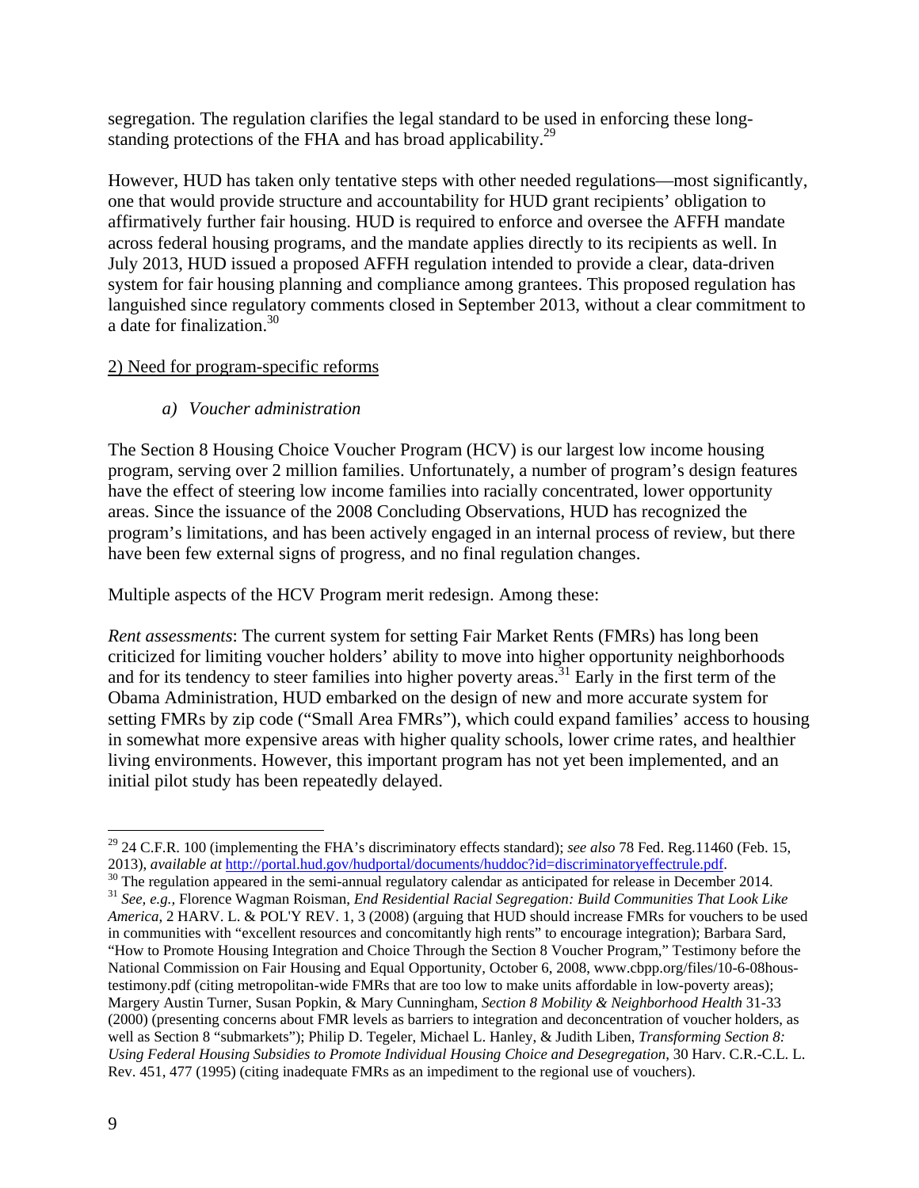segregation. The regulation clarifies the legal standard to be used in enforcing these long-standing protections of the FHA and has broad applicability.[29]

However, HUD has taken only tentative steps with other needed regulations—most significantly, one that would provide structure and accountability for HUD grant recipients' obligation to affirmatively further fair housing. HUD is required to enforce and oversee the AFFH mandate across federal housing programs, and the mandate applies directly to its recipients as well. In July 2013, HUD issued a proposed AFFH regulation intended to provide a clear, data-driven system for fair housing planning and compliance among grantees. This proposed regulation has languished since regulatory comments closed in September 2013, without a clear commitment to a date for finalization.[30]

<u>2) Need for program-specific reforms</u>

*a) Voucher administration*

The Section 8 Housing Choice Voucher Program (HCV) is our largest low income housing program, serving over 2 million families. Unfortunately, a number of program's design features have the effect of steering low income families into racially concentrated, lower opportunity areas. Since the issuance of the 2008 Concluding Observations, HUD has recognized the program's limitations, and has been actively engaged in an internal process of review, but there have been few external signs of progress, and no final regulation changes.

Multiple aspects of the HCV Program merit redesign. Among these:

*Rent assessments*: The current system for setting Fair Market Rents (FMRs) has long been criticized for limiting voucher holders' ability to move into higher opportunity neighborhoods and for its tendency to steer families into higher poverty areas.[31] Early in the first term of the Obama Administration, HUD embarked on the design of new and more accurate system for setting FMRs by zip code ("Small Area FMRs"), which could expand families' access to housing in somewhat more expensive areas with higher quality schools, lower crime rates, and healthier living environments. However, this important program has not yet been implemented, and an initial pilot study has been repeatedly delayed.

---

[29] 24 C.F.R. 100 (implementing the FHA's discriminatory effects standard); *see also* 78 Fed. Reg.11460 (Feb. 15, 2013), *available at* http://portal.hud.gov/hudportal/documents/huddoc?id=discriminatoryeffectrule.pdf.

[30] The regulation appeared in the semi-annual regulatory calendar as anticipated for release in December 2014.

[31] *See, e.g.*, Florence Wagman Roisman, *End Residential Racial Segregation: Build Communities That Look Like America*, 2 HARV. L. & POL'Y REV. 1, 3 (2008) (arguing that HUD should increase FMRs for vouchers to be used in communities with "excellent resources and concomitantly high rents" to encourage integration); Barbara Sard, "How to Promote Housing Integration and Choice Through the Section 8 Voucher Program," Testimony before the National Commission on Fair Housing and Equal Opportunity, October 6, 2008, www.cbpp.org/files/10-6-08hous-testimony.pdf (citing metropolitan-wide FMRs that are too low to make units affordable in low-poverty areas); Margery Austin Turner, Susan Popkin, & Mary Cunningham, *Section 8 Mobility & Neighborhood Health* 31-33 (2000) (presenting concerns about FMR levels as barriers to integration and deconcentration of voucher holders, as well as Section 8 "submarkets"); Philip D. Tegeler, Michael L. Hanley, & Judith Liben, *Transforming Section 8: Using Federal Housing Subsidies to Promote Individual Housing Choice and Desegregation*, 30 Harv. C.R.-C.L. L. Rev. 451, 477 (1995) (citing inadequate FMRs as an impediment to the regional use of vouchers).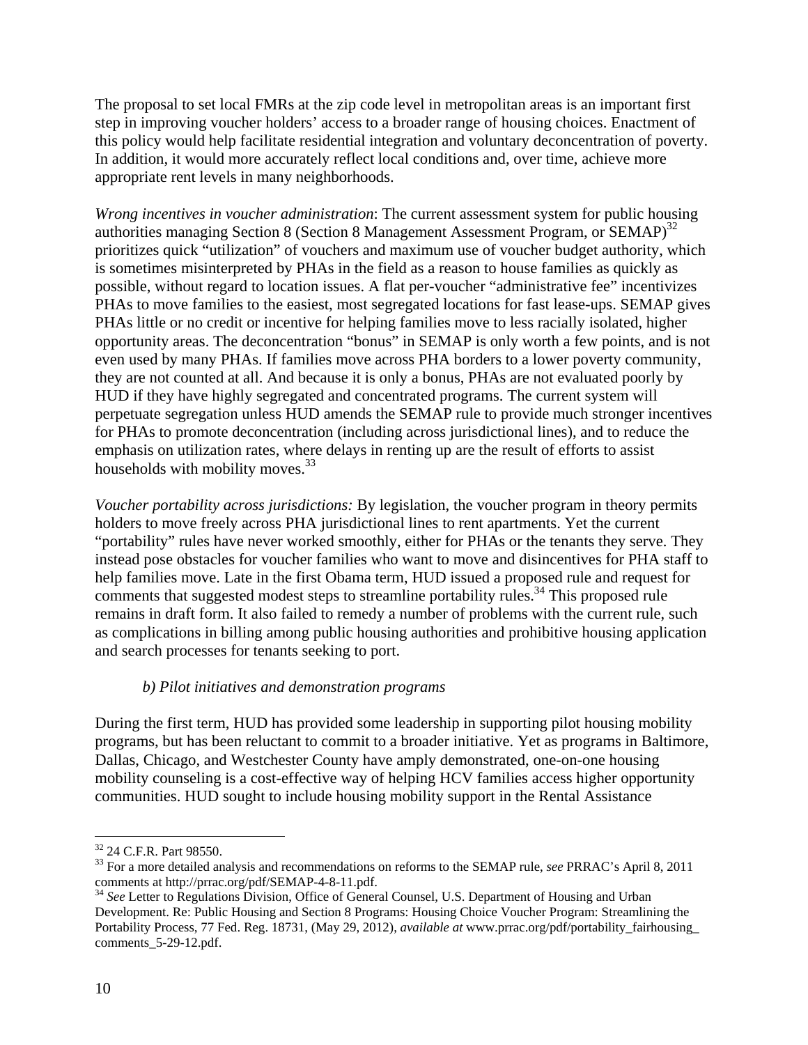The proposal to set local FMRs at the zip code level in metropolitan areas is an important first step in improving voucher holders' access to a broader range of housing choices. Enactment of this policy would help facilitate residential integration and voluntary deconcentration of poverty. In addition, it would more accurately reflect local conditions and, over time, achieve more appropriate rent levels in many neighborhoods.

*Wrong incentives in voucher administration*: The current assessment system for public housing authorities managing Section 8 (Section 8 Management Assessment Program, or SEMAP)[32] prioritizes quick "utilization" of vouchers and maximum use of voucher budget authority, which is sometimes misinterpreted by PHAs in the field as a reason to house families as quickly as possible, without regard to location issues. A flat per-voucher "administrative fee" incentivizes PHAs to move families to the easiest, most segregated locations for fast lease-ups. SEMAP gives PHAs little or no credit or incentive for helping families move to less racially isolated, higher opportunity areas. The deconcentration "bonus" in SEMAP is only worth a few points, and is not even used by many PHAs. If families move across PHA borders to a lower poverty community, they are not counted at all. And because it is only a bonus, PHAs are not evaluated poorly by HUD if they have highly segregated and concentrated programs. The current system will perpetuate segregation unless HUD amends the SEMAP rule to provide much stronger incentives for PHAs to promote deconcentration (including across jurisdictional lines), and to reduce the emphasis on utilization rates, where delays in renting up are the result of efforts to assist households with mobility moves.[33]

*Voucher portability across jurisdictions:* By legislation, the voucher program in theory permits holders to move freely across PHA jurisdictional lines to rent apartments. Yet the current "portability" rules have never worked smoothly, either for PHAs or the tenants they serve. They instead pose obstacles for voucher families who want to move and disincentives for PHA staff to help families move. Late in the first Obama term, HUD issued a proposed rule and request for comments that suggested modest steps to streamline portability rules.[34] This proposed rule remains in draft form. It also failed to remedy a number of problems with the current rule, such as complications in billing among public housing authorities and prohibitive housing application and search processes for tenants seeking to port.

*b) Pilot initiatives and demonstration programs*

During the first term, HUD has provided some leadership in supporting pilot housing mobility programs, but has been reluctant to commit to a broader initiative. Yet as programs in Baltimore, Dallas, Chicago, and Westchester County have amply demonstrated, one-on-one housing mobility counseling is a cost-effective way of helping HCV families access higher opportunity communities. HUD sought to include housing mobility support in the Rental Assistance

---

[32] 24 C.F.R. Part 98550.

[33] For a more detailed analysis and recommendations on reforms to the SEMAP rule, *see* PRRAC's April 8, 2011 comments at http://prrac.org/pdf/SEMAP-4-8-11.pdf.

[34] *See* Letter to Regulations Division, Office of General Counsel, U.S. Department of Housing and Urban Development. Re: Public Housing and Section 8 Programs: Housing Choice Voucher Program: Streamlining the Portability Process, 77 Fed. Reg. 18731, (May 29, 2012), *available at* www.prrac.org/pdf/portability_fairhousing_comments_5-29-12.pdf.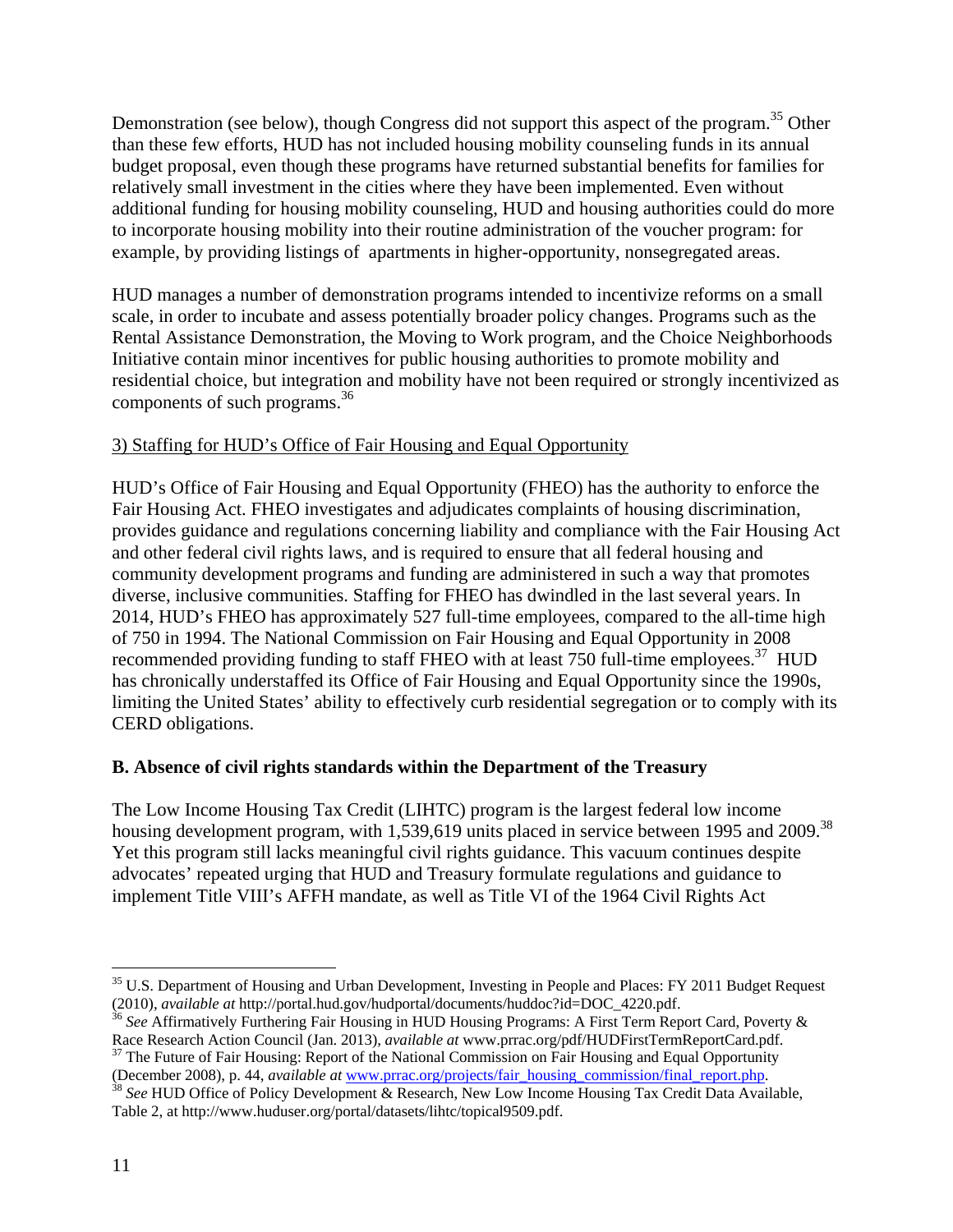Demonstration (see below), though Congress did not support this aspect of the program.[35] Other than these few efforts, HUD has not included housing mobility counseling funds in its annual budget proposal, even though these programs have returned substantial benefits for families for relatively small investment in the cities where they have been implemented. Even without additional funding for housing mobility counseling, HUD and housing authorities could do more to incorporate housing mobility into their routine administration of the voucher program: for example, by providing listings of apartments in higher-opportunity, nonsegregated areas.

HUD manages a number of demonstration programs intended to incentivize reforms on a small scale, in order to incubate and assess potentially broader policy changes. Programs such as the Rental Assistance Demonstration, the Moving to Work program, and the Choice Neighborhoods Initiative contain minor incentives for public housing authorities to promote mobility and residential choice, but integration and mobility have not been required or strongly incentivized as components of such programs.[36]

3) Staffing for HUD's Office of Fair Housing and Equal Opportunity

HUD's Office of Fair Housing and Equal Opportunity (FHEO) has the authority to enforce the Fair Housing Act. FHEO investigates and adjudicates complaints of housing discrimination, provides guidance and regulations concerning liability and compliance with the Fair Housing Act and other federal civil rights laws, and is required to ensure that all federal housing and community development programs and funding are administered in such a way that promotes diverse, inclusive communities. Staffing for FHEO has dwindled in the last several years. In 2014, HUD's FHEO has approximately 527 full-time employees, compared to the all-time high of 750 in 1994. The National Commission on Fair Housing and Equal Opportunity in 2008 recommended providing funding to staff FHEO with at least 750 full-time employees.[37] HUD has chronically understaffed its Office of Fair Housing and Equal Opportunity since the 1990s, limiting the United States' ability to effectively curb residential segregation or to comply with its CERD obligations.

**B. Absence of civil rights standards within the Department of the Treasury**

The Low Income Housing Tax Credit (LIHTC) program is the largest federal low income housing development program, with 1,539,619 units placed in service between 1995 and 2009.[38] Yet this program still lacks meaningful civil rights guidance. This vacuum continues despite advocates' repeated urging that HUD and Treasury formulate regulations and guidance to implement Title VIII's AFFH mandate, as well as Title VI of the 1964 Civil Rights Act

---

[35] U.S. Department of Housing and Urban Development, Investing in People and Places: FY 2011 Budget Request (2010), *available at* http://portal.hud.gov/hudportal/documents/huddoc?id=DOC_4220.pdf.

[36] *See* Affirmatively Furthering Fair Housing in HUD Housing Programs: A First Term Report Card, Poverty & Race Research Action Council (Jan. 2013), *available at* www.prrac.org/pdf/HUDFirstTermReportCard.pdf.

[37] The Future of Fair Housing: Report of the National Commission on Fair Housing and Equal Opportunity (December 2008), p. 44, *available at* www.prrac.org/projects/fair_housing_commission/final_report.php.

[38] *See* HUD Office of Policy Development & Research, New Low Income Housing Tax Credit Data Available, Table 2, at http://www.huduser.org/portal/datasets/lihtc/topical9509.pdf.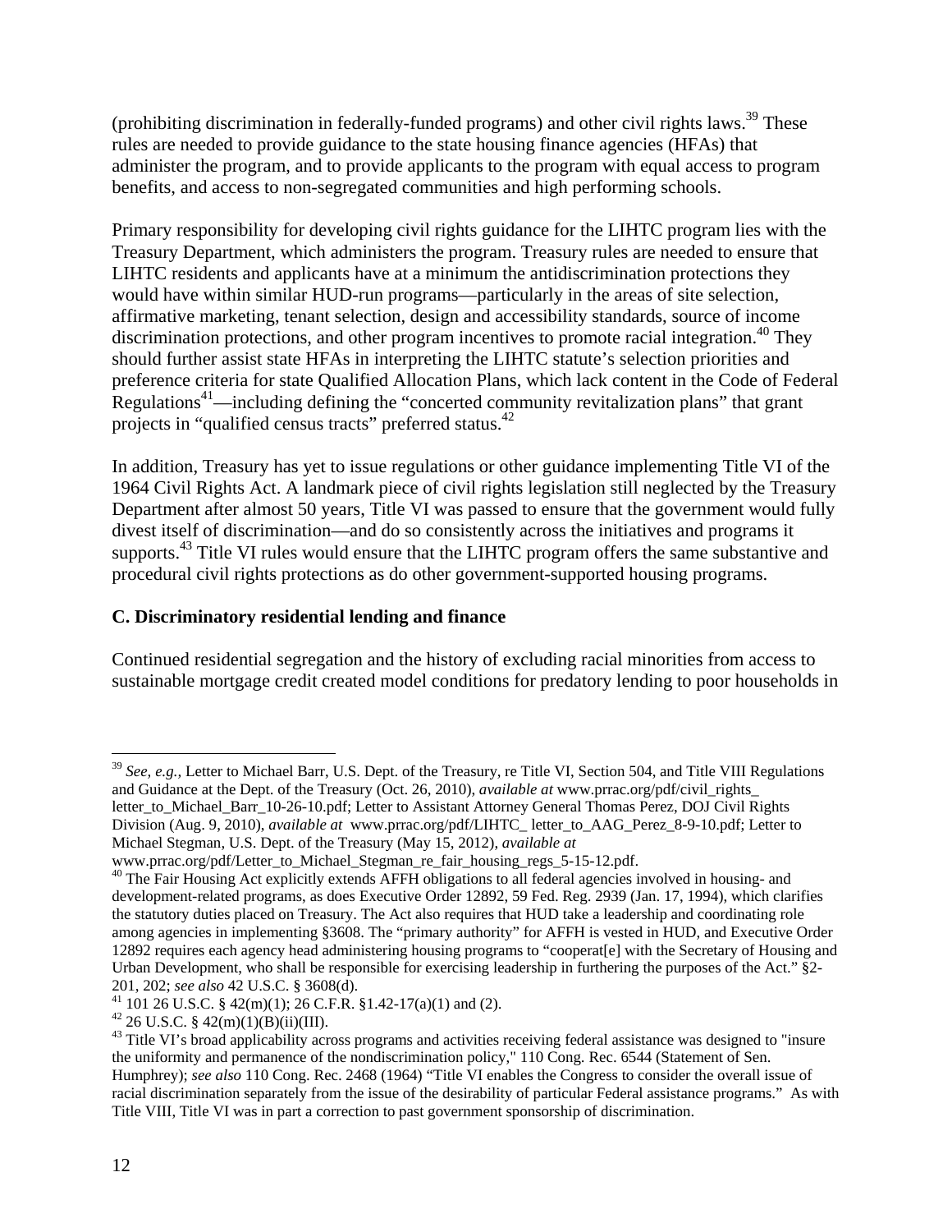(prohibiting discrimination in federally-funded programs) and other civil rights laws.[39] These rules are needed to provide guidance to the state housing finance agencies (HFAs) that administer the program, and to provide applicants to the program with equal access to program benefits, and access to non-segregated communities and high performing schools.

Primary responsibility for developing civil rights guidance for the LIHTC program lies with the Treasury Department, which administers the program. Treasury rules are needed to ensure that LIHTC residents and applicants have at a minimum the antidiscrimination protections they would have within similar HUD-run programs—particularly in the areas of site selection, affirmative marketing, tenant selection, design and accessibility standards, source of income discrimination protections, and other program incentives to promote racial integration.[40] They should further assist state HFAs in interpreting the LIHTC statute's selection priorities and preference criteria for state Qualified Allocation Plans, which lack content in the Code of Federal Regulations[41]—including defining the "concerted community revitalization plans" that grant projects in "qualified census tracts" preferred status.[42]

In addition, Treasury has yet to issue regulations or other guidance implementing Title VI of the 1964 Civil Rights Act. A landmark piece of civil rights legislation still neglected by the Treasury Department after almost 50 years, Title VI was passed to ensure that the government would fully divest itself of discrimination—and do so consistently across the initiatives and programs it supports.[43] Title VI rules would ensure that the LIHTC program offers the same substantive and procedural civil rights protections as do other government-supported housing programs.

**C. Discriminatory residential lending and finance**

Continued residential segregation and the history of excluding racial minorities from access to sustainable mortgage credit created model conditions for predatory lending to poor households in

---

[39] *See, e.g.,* Letter to Michael Barr, U.S. Dept. of the Treasury, re Title VI, Section 504, and Title VIII Regulations and Guidance at the Dept. of the Treasury (Oct. 26, 2010), *available at* www.prrac.org/pdf/civil_rights_letter_to_Michael_Barr_10-26-10.pdf; Letter to Assistant Attorney General Thomas Perez, DOJ Civil Rights Division (Aug. 9, 2010), *available at* www.prrac.org/pdf/LIHTC_ letter_to_AAG_Perez_8-9-10.pdf; Letter to Michael Stegman, U.S. Dept. of the Treasury (May 15, 2012), *available at* www.prrac.org/pdf/Letter_to_Michael_Stegman_re_fair_housing_regs_5-15-12.pdf.

[40] The Fair Housing Act explicitly extends AFFH obligations to all federal agencies involved in housing- and development-related programs, as does Executive Order 12892, 59 Fed. Reg. 2939 (Jan. 17, 1994), which clarifies the statutory duties placed on Treasury. The Act also requires that HUD take a leadership and coordinating role among agencies in implementing §3608. The "primary authority" for AFFH is vested in HUD, and Executive Order 12892 requires each agency head administering housing programs to "cooperat[e] with the Secretary of Housing and Urban Development, who shall be responsible for exercising leadership in furthering the purposes of the Act." §2-201, 202; *see also* 42 U.S.C. § 3608(d).

[41] 101 26 U.S.C. § 42(m)(1); 26 C.F.R. §1.42-17(a)(1) and (2).

[42] 26 U.S.C. § 42(m)(1)(B)(ii)(III).

[43] Title VI's broad applicability across programs and activities receiving federal assistance was designed to "insure the uniformity and permanence of the nondiscrimination policy," 110 Cong. Rec. 6544 (Statement of Sen. Humphrey); *see also* 110 Cong. Rec. 2468 (1964) "Title VI enables the Congress to consider the overall issue of racial discrimination separately from the issue of the desirability of particular Federal assistance programs." As with Title VIII, Title VI was in part a correction to past government sponsorship of discrimination.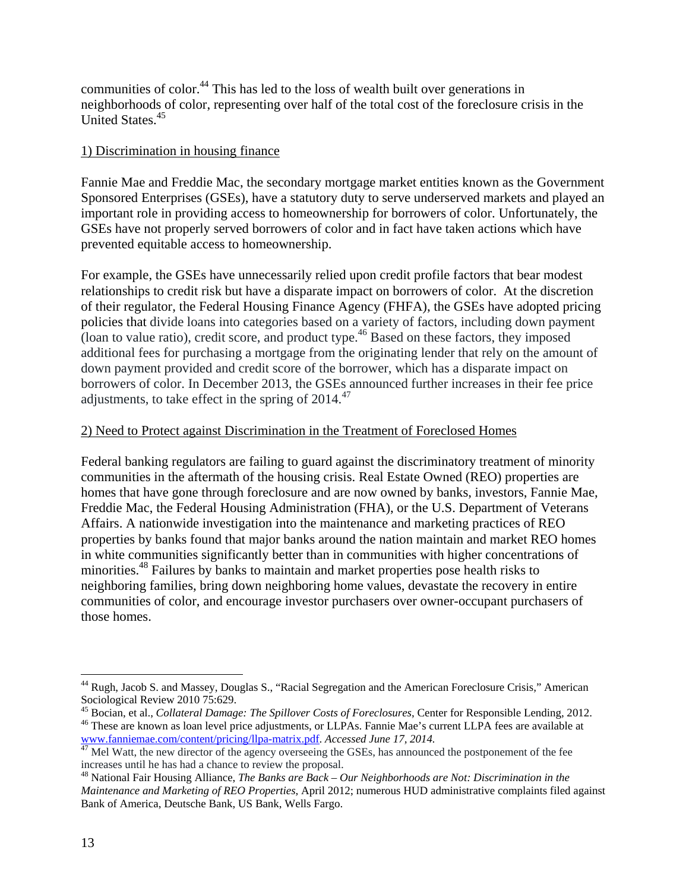communities of color.[44] This has led to the loss of wealth built over generations in neighborhoods of color, representing over half of the total cost of the foreclosure crisis in the United States.[45]

1) Discrimination in housing finance

Fannie Mae and Freddie Mac, the secondary mortgage market entities known as the Government Sponsored Enterprises (GSEs), have a statutory duty to serve underserved markets and played an important role in providing access to homeownership for borrowers of color. Unfortunately, the GSEs have not properly served borrowers of color and in fact have taken actions which have prevented equitable access to homeownership.

For example, the GSEs have unnecessarily relied upon credit profile factors that bear modest relationships to credit risk but have a disparate impact on borrowers of color. At the discretion of their regulator, the Federal Housing Finance Agency (FHFA), the GSEs have adopted pricing policies that divide loans into categories based on a variety of factors, including down payment (loan to value ratio), credit score, and product type.[46] Based on these factors, they imposed additional fees for purchasing a mortgage from the originating lender that rely on the amount of down payment provided and credit score of the borrower, which has a disparate impact on borrowers of color. In December 2013, the GSEs announced further increases in their fee price adjustments, to take effect in the spring of 2014.[47]

2) Need to Protect against Discrimination in the Treatment of Foreclosed Homes

Federal banking regulators are failing to guard against the discriminatory treatment of minority communities in the aftermath of the housing crisis. Real Estate Owned (REO) properties are homes that have gone through foreclosure and are now owned by banks, investors, Fannie Mae, Freddie Mac, the Federal Housing Administration (FHA), or the U.S. Department of Veterans Affairs. A nationwide investigation into the maintenance and marketing practices of REO properties by banks found that major banks around the nation maintain and market REO homes in white communities significantly better than in communities with higher concentrations of minorities.[48] Failures by banks to maintain and market properties pose health risks to neighboring families, bring down neighboring home values, devastate the recovery in entire communities of color, and encourage investor purchasers over owner-occupant purchasers of those homes.

---

[44] Rugh, Jacob S. and Massey, Douglas S., "Racial Segregation and the American Foreclosure Crisis," American Sociological Review 2010 75:629.

[45] Bocian, et al., *Collateral Damage: The Spillover Costs of Foreclosures*, Center for Responsible Lending, 2012.

[46] These are known as loan level price adjustments, or LLPAs. Fannie Mae's current LLPA fees are available at www.fanniemae.com/content/pricing/llpa-matrix.pdf. *Accessed June 17, 2014.*

[47] Mel Watt, the new director of the agency overseeing the GSEs, has announced the postponement of the fee increases until he has had a chance to review the proposal.

[48] National Fair Housing Alliance, *The Banks are Back – Our Neighborhoods are Not: Discrimination in the Maintenance and Marketing of REO Properties*, April 2012; numerous HUD administrative complaints filed against Bank of America, Deutsche Bank, US Bank, Wells Fargo.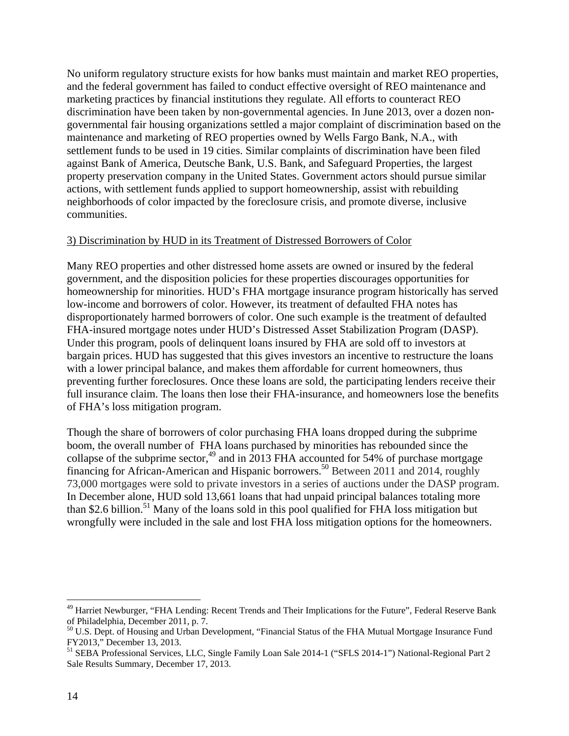No uniform regulatory structure exists for how banks must maintain and market REO properties, and the federal government has failed to conduct effective oversight of REO maintenance and marketing practices by financial institutions they regulate. All efforts to counteract REO discrimination have been taken by non-governmental agencies. In June 2013, over a dozen non-governmental fair housing organizations settled a major complaint of discrimination based on the maintenance and marketing of REO properties owned by Wells Fargo Bank, N.A., with settlement funds to be used in 19 cities. Similar complaints of discrimination have been filed against Bank of America, Deutsche Bank, U.S. Bank, and Safeguard Properties, the largest property preservation company in the United States. Government actors should pursue similar actions, with settlement funds applied to support homeownership, assist with rebuilding neighborhoods of color impacted by the foreclosure crisis, and promote diverse, inclusive communities.

3) Discrimination by HUD in its Treatment of Distressed Borrowers of Color

Many REO properties and other distressed home assets are owned or insured by the federal government, and the disposition policies for these properties discourages opportunities for homeownership for minorities. HUD's FHA mortgage insurance program historically has served low-income and borrowers of color. However, its treatment of defaulted FHA notes has disproportionately harmed borrowers of color. One such example is the treatment of defaulted FHA-insured mortgage notes under HUD's Distressed Asset Stabilization Program (DASP). Under this program, pools of delinquent loans insured by FHA are sold off to investors at bargain prices. HUD has suggested that this gives investors an incentive to restructure the loans with a lower principal balance, and makes them affordable for current homeowners, thus preventing further foreclosures. Once these loans are sold, the participating lenders receive their full insurance claim. The loans then lose their FHA-insurance, and homeowners lose the benefits of FHA's loss mitigation program.

Though the share of borrowers of color purchasing FHA loans dropped during the subprime boom, the overall number of FHA loans purchased by minorities has rebounded since the collapse of the subprime sector,[49] and in 2013 FHA accounted for 54% of purchase mortgage financing for African-American and Hispanic borrowers.[50] Between 2011 and 2014, roughly 73,000 mortgages were sold to private investors in a series of auctions under the DASP program. In December alone, HUD sold 13,661 loans that had unpaid principal balances totaling more than $2.6 billion.[51] Many of the loans sold in this pool qualified for FHA loss mitigation but wrongfully were included in the sale and lost FHA loss mitigation options for the homeowners.

---

[49] Harriet Newburger, "FHA Lending: Recent Trends and Their Implications for the Future", Federal Reserve Bank of Philadelphia, December 2011, p. 7.

[50] U.S. Dept. of Housing and Urban Development, "Financial Status of the FHA Mutual Mortgage Insurance Fund FY2013," December 13, 2013.

[51] SEBA Professional Services, LLC, Single Family Loan Sale 2014-1 ("SFLS 2014-1") National-Regional Part 2 Sale Results Summary, December 17, 2013.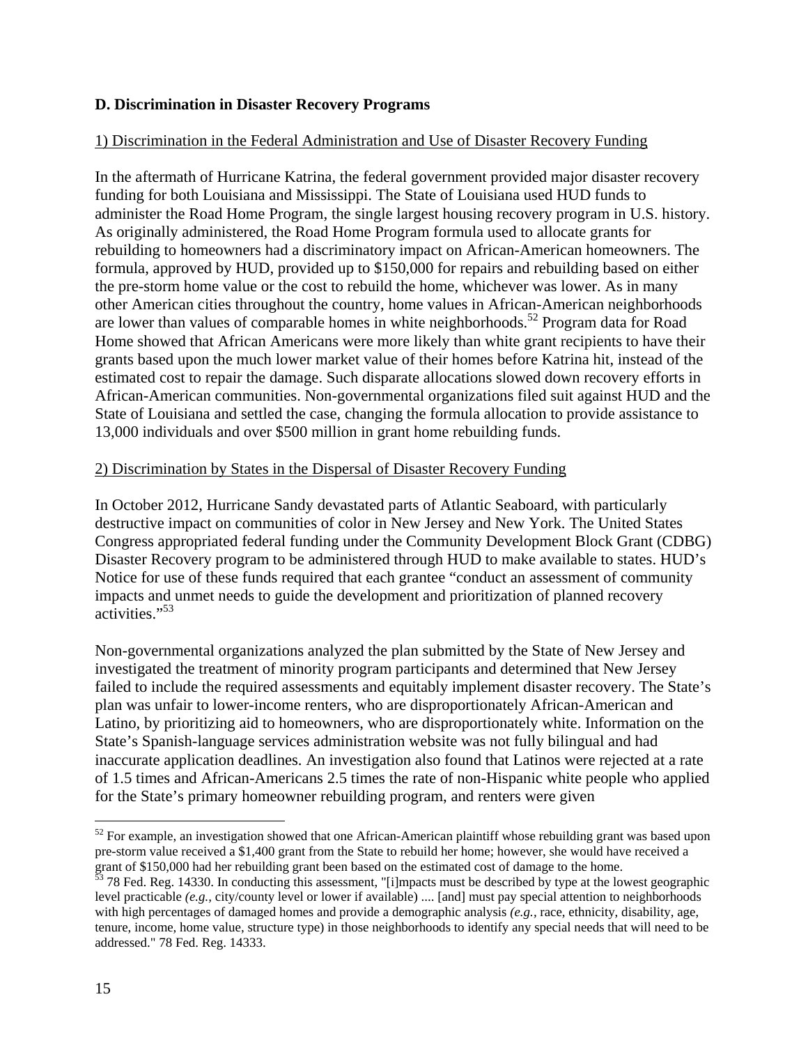### D. Discrimination in Disaster Recovery Programs

1) Discrimination in the Federal Administration and Use of Disaster Recovery Funding

In the aftermath of Hurricane Katrina, the federal government provided major disaster recovery funding for both Louisiana and Mississippi. The State of Louisiana used HUD funds to administer the Road Home Program, the single largest housing recovery program in U.S. history. As originally administered, the Road Home Program formula used to allocate grants for rebuilding to homeowners had a discriminatory impact on African-American homeowners. The formula, approved by HUD, provided up to $150,000 for repairs and rebuilding based on either the pre-storm home value or the cost to rebuild the home, whichever was lower. As in many other American cities throughout the country, home values in African-American neighborhoods are lower than values of comparable homes in white neighborhoods.[52] Program data for Road Home showed that African Americans were more likely than white grant recipients to have their grants based upon the much lower market value of their homes before Katrina hit, instead of the estimated cost to repair the damage. Such disparate allocations slowed down recovery efforts in African-American communities. Non-governmental organizations filed suit against HUD and the State of Louisiana and settled the case, changing the formula allocation to provide assistance to 13,000 individuals and over $500 million in grant home rebuilding funds.

2) Discrimination by States in the Dispersal of Disaster Recovery Funding

In October 2012, Hurricane Sandy devastated parts of Atlantic Seaboard, with particularly destructive impact on communities of color in New Jersey and New York. The United States Congress appropriated federal funding under the Community Development Block Grant (CDBG) Disaster Recovery program to be administered through HUD to make available to states. HUD's Notice for use of these funds required that each grantee "conduct an assessment of community impacts and unmet needs to guide the development and prioritization of planned recovery activities."[53]

Non-governmental organizations analyzed the plan submitted by the State of New Jersey and investigated the treatment of minority program participants and determined that New Jersey failed to include the required assessments and equitably implement disaster recovery. The State's plan was unfair to lower-income renters, who are disproportionately African-American and Latino, by prioritizing aid to homeowners, who are disproportionately white. Information on the State's Spanish-language services administration website was not fully bilingual and had inaccurate application deadlines. An investigation also found that Latinos were rejected at a rate of 1.5 times and African-Americans 2.5 times the rate of non-Hispanic white people who applied for the State's primary homeowner rebuilding program, and renters were given

---

[52] For example, an investigation showed that one African-American plaintiff whose rebuilding grant was based upon pre-storm value received a $1,400 grant from the State to rebuild her home; however, she would have received a grant of $150,000 had her rebuilding grant been based on the estimated cost of damage to the home.

[53] 78 Fed. Reg. 14330. In conducting this assessment, "[i]mpacts must be described by type at the lowest geographic level practicable *(e.g.,* city/county level or lower if available) .... [and] must pay special attention to neighborhoods with high percentages of damaged homes and provide a demographic analysis *(e.g.,* race, ethnicity, disability, age, tenure, income, home value, structure type) in those neighborhoods to identify any special needs that will need to be addressed." 78 Fed. Reg. 14333.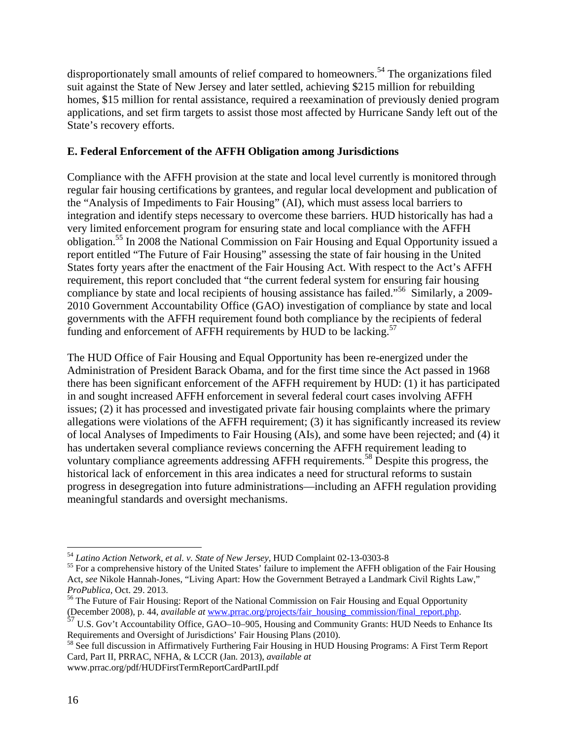disproportionately small amounts of relief compared to homeowners.[54] The organizations filed suit against the State of New Jersey and later settled, achieving $215 million for rebuilding homes, $15 million for rental assistance, required a reexamination of previously denied program applications, and set firm targets to assist those most affected by Hurricane Sandy left out of the State's recovery efforts.

**E. Federal Enforcement of the AFFH Obligation among Jurisdictions**

Compliance with the AFFH provision at the state and local level currently is monitored through regular fair housing certifications by grantees, and regular local development and publication of the "Analysis of Impediments to Fair Housing" (AI), which must assess local barriers to integration and identify steps necessary to overcome these barriers. HUD historically has had a very limited enforcement program for ensuring state and local compliance with the AFFH obligation.[55] In 2008 the National Commission on Fair Housing and Equal Opportunity issued a report entitled "The Future of Fair Housing" assessing the state of fair housing in the United States forty years after the enactment of the Fair Housing Act. With respect to the Act's AFFH requirement, this report concluded that "the current federal system for ensuring fair housing compliance by state and local recipients of housing assistance has failed."[56] Similarly, a 2009-2010 Government Accountability Office (GAO) investigation of compliance by state and local governments with the AFFH requirement found both compliance by the recipients of federal funding and enforcement of AFFH requirements by HUD to be lacking.[57]

The HUD Office of Fair Housing and Equal Opportunity has been re-energized under the Administration of President Barack Obama, and for the first time since the Act passed in 1968 there has been significant enforcement of the AFFH requirement by HUD: (1) it has participated in and sought increased AFFH enforcement in several federal court cases involving AFFH issues; (2) it has processed and investigated private fair housing complaints where the primary allegations were violations of the AFFH requirement; (3) it has significantly increased its review of local Analyses of Impediments to Fair Housing (AIs), and some have been rejected; and (4) it has undertaken several compliance reviews concerning the AFFH requirement leading to voluntary compliance agreements addressing AFFH requirements.[58] Despite this progress, the historical lack of enforcement in this area indicates a need for structural reforms to sustain progress in desegregation into future administrations—including an AFFH regulation providing meaningful standards and oversight mechanisms.

---

[54] *Latino Action Network, et al. v. State of New Jersey*, HUD Complaint 02-13-0303-8

[55] For a comprehensive history of the United States' failure to implement the AFFH obligation of the Fair Housing Act, *see* Nikole Hannah-Jones, "Living Apart: How the Government Betrayed a Landmark Civil Rights Law," *ProPublica*, Oct. 29. 2013.

[56] The Future of Fair Housing: Report of the National Commission on Fair Housing and Equal Opportunity (December 2008), p. 44, *available at* www.prrac.org/projects/fair_housing_commission/final_report.php.

[57] U.S. Gov't Accountability Office, GAO–10–905, Housing and Community Grants: HUD Needs to Enhance Its Requirements and Oversight of Jurisdictions' Fair Housing Plans (2010).

[58] See full discussion in Affirmatively Furthering Fair Housing in HUD Housing Programs: A First Term Report Card, Part II, PRRAC, NFHA, & LCCR (Jan. 2013), *available at* www.prrac.org/pdf/HUDFirstTermReportCardPartII.pdf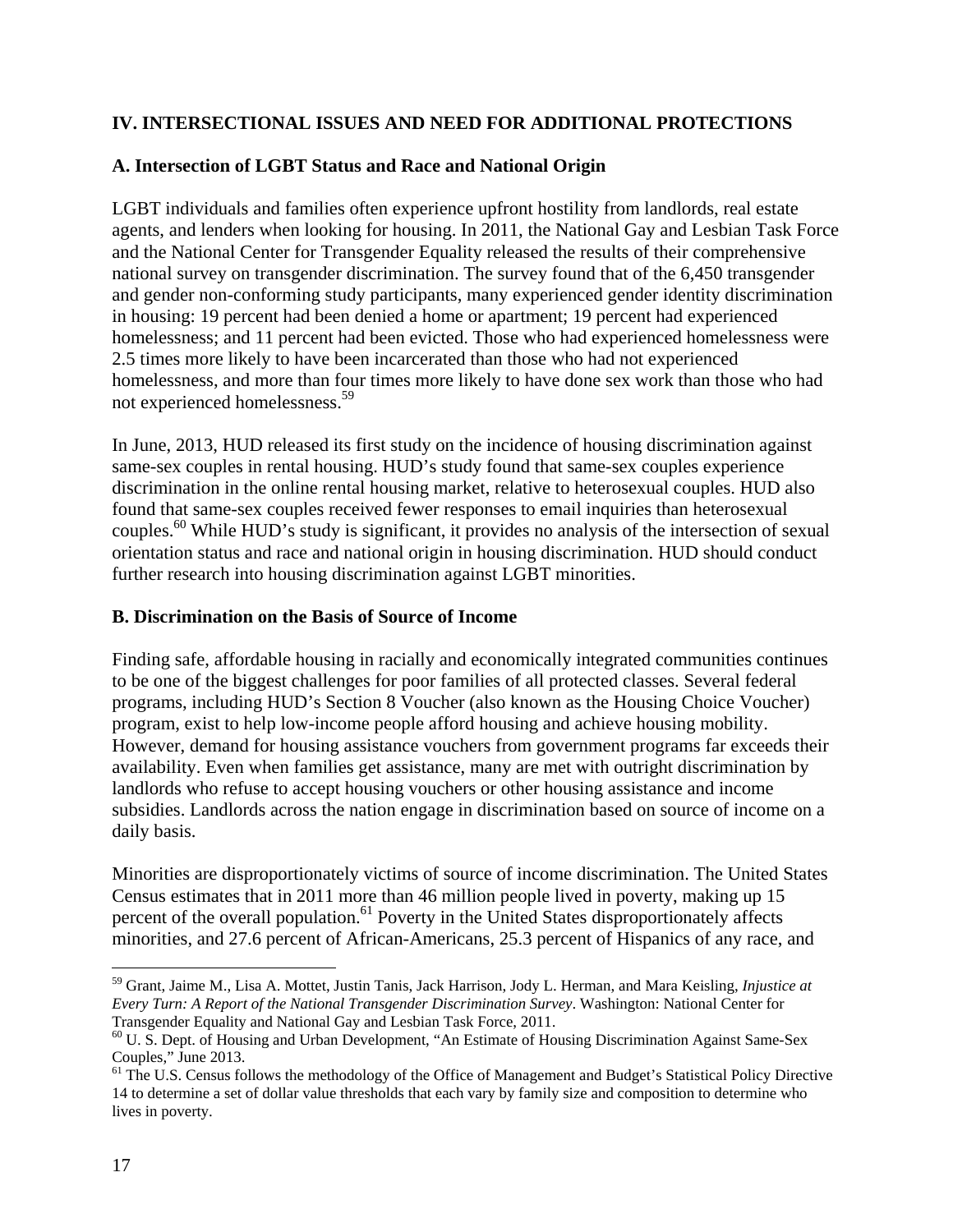## IV. INTERSECTIONAL ISSUES AND NEED FOR ADDITIONAL PROTECTIONS

### A. Intersection of LGBT Status and Race and National Origin

LGBT individuals and families often experience upfront hostility from landlords, real estate agents, and lenders when looking for housing. In 2011, the National Gay and Lesbian Task Force and the National Center for Transgender Equality released the results of their comprehensive national survey on transgender discrimination. The survey found that of the 6,450 transgender and gender non-conforming study participants, many experienced gender identity discrimination in housing: 19 percent had been denied a home or apartment; 19 percent had experienced homelessness; and 11 percent had been evicted. Those who had experienced homelessness were 2.5 times more likely to have been incarcerated than those who had not experienced homelessness, and more than four times more likely to have done sex work than those who had not experienced homelessness.[59]

In June, 2013, HUD released its first study on the incidence of housing discrimination against same-sex couples in rental housing. HUD's study found that same-sex couples experience discrimination in the online rental housing market, relative to heterosexual couples. HUD also found that same-sex couples received fewer responses to email inquiries than heterosexual couples.[60] While HUD's study is significant, it provides no analysis of the intersection of sexual orientation status and race and national origin in housing discrimination. HUD should conduct further research into housing discrimination against LGBT minorities.

### B. Discrimination on the Basis of Source of Income

Finding safe, affordable housing in racially and economically integrated communities continues to be one of the biggest challenges for poor families of all protected classes. Several federal programs, including HUD's Section 8 Voucher (also known as the Housing Choice Voucher) program, exist to help low-income people afford housing and achieve housing mobility. However, demand for housing assistance vouchers from government programs far exceeds their availability. Even when families get assistance, many are met with outright discrimination by landlords who refuse to accept housing vouchers or other housing assistance and income subsidies. Landlords across the nation engage in discrimination based on source of income on a daily basis.

Minorities are disproportionately victims of source of income discrimination. The United States Census estimates that in 2011 more than 46 million people lived in poverty, making up 15 percent of the overall population.[61] Poverty in the United States disproportionately affects minorities, and 27.6 percent of African-Americans, 25.3 percent of Hispanics of any race, and

---

[59] Grant, Jaime M., Lisa A. Mottet, Justin Tanis, Jack Harrison, Jody L. Herman, and Mara Keisling, *Injustice at Every Turn: A Report of the National Transgender Discrimination Survey*. Washington: National Center for Transgender Equality and National Gay and Lesbian Task Force, 2011.

[60] U. S. Dept. of Housing and Urban Development, "An Estimate of Housing Discrimination Against Same-Sex Couples," June 2013.

[61] The U.S. Census follows the methodology of the Office of Management and Budget's Statistical Policy Directive 14 to determine a set of dollar value thresholds that each vary by family size and composition to determine who lives in poverty.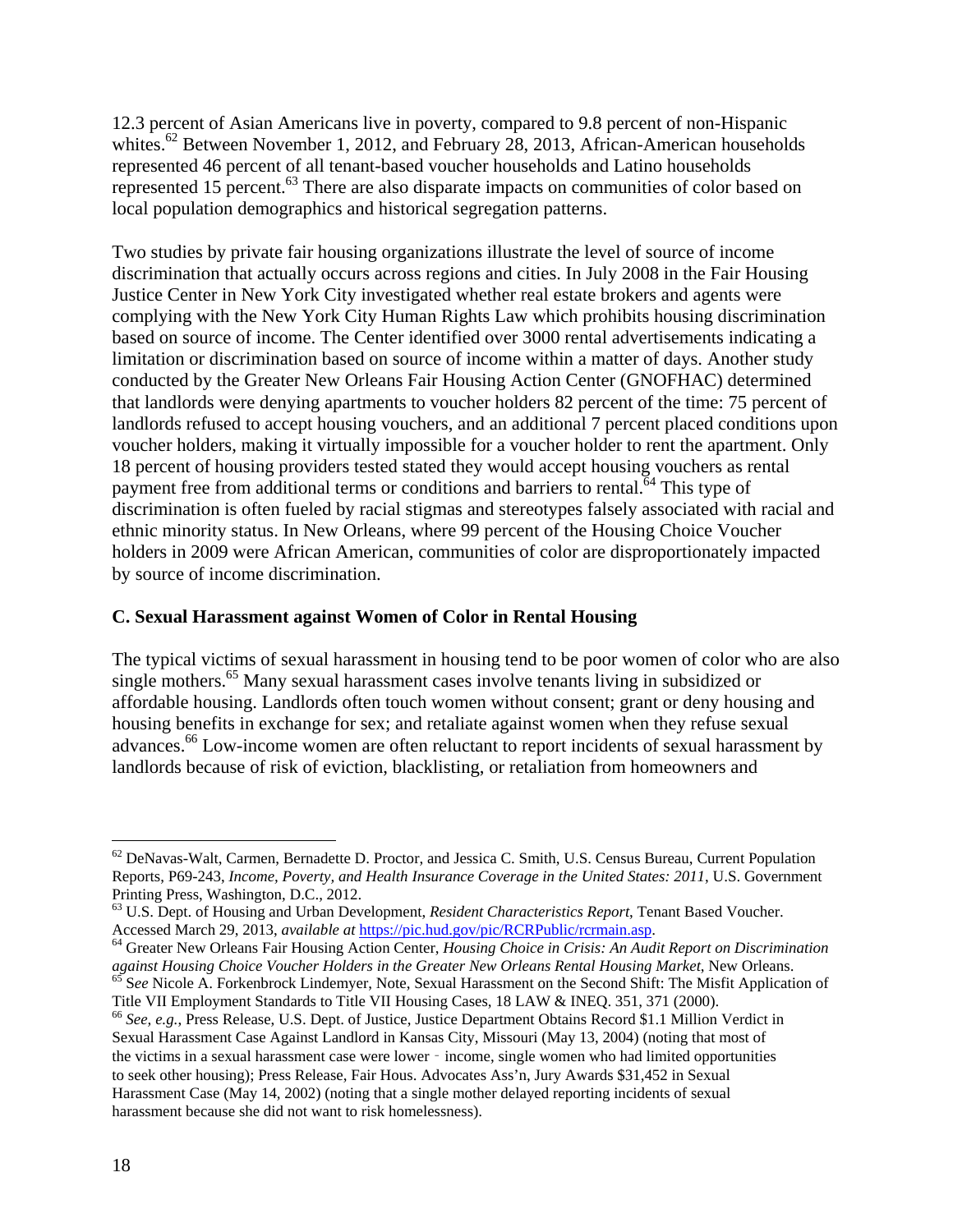12.3 percent of Asian Americans live in poverty, compared to 9.8 percent of non-Hispanic whites.[62] Between November 1, 2012, and February 28, 2013, African-American households represented 46 percent of all tenant-based voucher households and Latino households represented 15 percent.[63] There are also disparate impacts on communities of color based on local population demographics and historical segregation patterns.

Two studies by private fair housing organizations illustrate the level of source of income discrimination that actually occurs across regions and cities. In July 2008 in the Fair Housing Justice Center in New York City investigated whether real estate brokers and agents were complying with the New York City Human Rights Law which prohibits housing discrimination based on source of income. The Center identified over 3000 rental advertisements indicating a limitation or discrimination based on source of income within a matter of days. Another study conducted by the Greater New Orleans Fair Housing Action Center (GNOFHAC) determined that landlords were denying apartments to voucher holders 82 percent of the time: 75 percent of landlords refused to accept housing vouchers, and an additional 7 percent placed conditions upon voucher holders, making it virtually impossible for a voucher holder to rent the apartment. Only 18 percent of housing providers tested stated they would accept housing vouchers as rental payment free from additional terms or conditions and barriers to rental.[64] This type of discrimination is often fueled by racial stigmas and stereotypes falsely associated with racial and ethnic minority status. In New Orleans, where 99 percent of the Housing Choice Voucher holders in 2009 were African American, communities of color are disproportionately impacted by source of income discrimination.

### C. Sexual Harassment against Women of Color in Rental Housing

The typical victims of sexual harassment in housing tend to be poor women of color who are also single mothers.[65] Many sexual harassment cases involve tenants living in subsidized or affordable housing. Landlords often touch women without consent; grant or deny housing and housing benefits in exchange for sex; and retaliate against women when they refuse sexual advances.[66] Low-income women are often reluctant to report incidents of sexual harassment by landlords because of risk of eviction, blacklisting, or retaliation from homeowners and

---

[62] DeNavas-Walt, Carmen, Bernadette D. Proctor, and Jessica C. Smith, U.S. Census Bureau, Current Population Reports, P69-243, *Income, Poverty, and Health Insurance Coverage in the United States: 2011*, U.S. Government Printing Press, Washington, D.C., 2012.

[63] U.S. Dept. of Housing and Urban Development, *Resident Characteristics Report*, Tenant Based Voucher. Accessed March 29, 2013, *available at* https://pic.hud.gov/pic/RCRPublic/rcrmain.asp.

[64] Greater New Orleans Fair Housing Action Center, *Housing Choice in Crisis: An Audit Report on Discrimination against Housing Choice Voucher Holders in the Greater New Orleans Rental Housing Market*, New Orleans.

[65] *See* Nicole A. Forkenbrock Lindemyer, Note, Sexual Harassment on the Second Shift: The Misfit Application of Title VII Employment Standards to Title VII Housing Cases, 18 LAW & INEQ. 351, 371 (2000).

[66] *See, e.g.*, Press Release, U.S. Dept. of Justice, Justice Department Obtains Record $1.1 Million Verdict in Sexual Harassment Case Against Landlord in Kansas City, Missouri (May 13, 2004) (noting that most of the victims in a sexual harassment case were lower‐income, single women who had limited opportunities to seek other housing); Press Release, Fair Hous. Advocates Ass'n, Jury Awards $31,452 in Sexual Harassment Case (May 14, 2002) (noting that a single mother delayed reporting incidents of sexual harassment because she did not want to risk homelessness).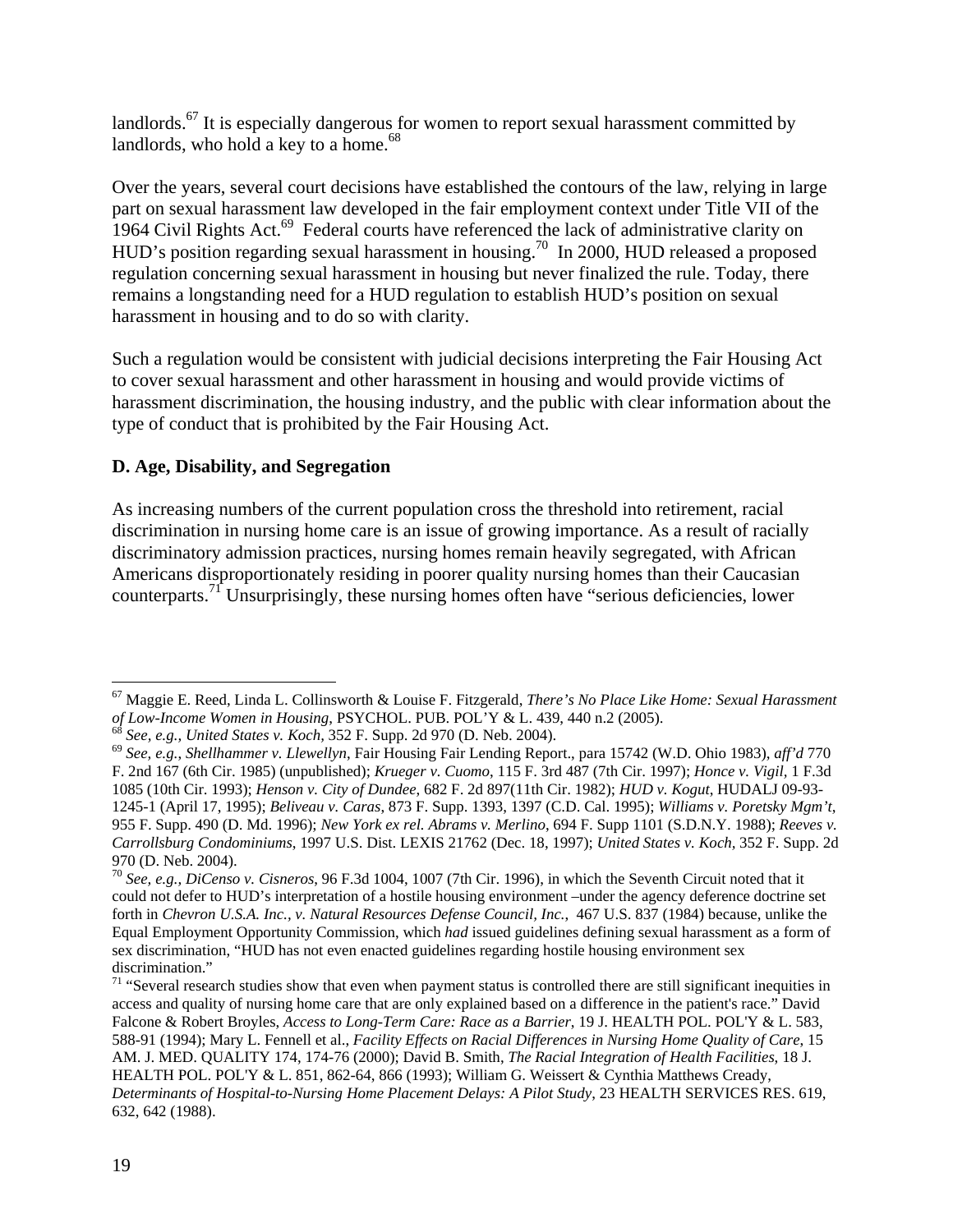landlords.[67] It is especially dangerous for women to report sexual harassment committed by landlords, who hold a key to a home.[68]

Over the years, several court decisions have established the contours of the law, relying in large part on sexual harassment law developed in the fair employment context under Title VII of the 1964 Civil Rights Act.[69] Federal courts have referenced the lack of administrative clarity on HUD's position regarding sexual harassment in housing.[70] In 2000, HUD released a proposed regulation concerning sexual harassment in housing but never finalized the rule. Today, there remains a longstanding need for a HUD regulation to establish HUD's position on sexual harassment in housing and to do so with clarity.

Such a regulation would be consistent with judicial decisions interpreting the Fair Housing Act to cover sexual harassment and other harassment in housing and would provide victims of harassment discrimination, the housing industry, and the public with clear information about the type of conduct that is prohibited by the Fair Housing Act.

### D. Age, Disability, and Segregation

As increasing numbers of the current population cross the threshold into retirement, racial discrimination in nursing home care is an issue of growing importance. As a result of racially discriminatory admission practices, nursing homes remain heavily segregated, with African Americans disproportionately residing in poorer quality nursing homes than their Caucasian counterparts.[71] Unsurprisingly, these nursing homes often have "serious deficiencies, lower

---

[67] Maggie E. Reed, Linda L. Collinsworth & Louise F. Fitzgerald, *There's No Place Like Home: Sexual Harassment of Low-Income Women in Housing*, PSYCHOL. PUB. POL'Y & L. 439, 440 n.2 (2005).

[68] *See, e.g., United States v. Koch*, 352 F. Supp. 2d 970 (D. Neb. 2004).

[69] *See, e.g., Shellhammer v. Llewellyn*, Fair Housing Fair Lending Report., para 15742 (W.D. Ohio 1983), *aff'd* 770 F. 2nd 167 (6th Cir. 1985) (unpublished); *Krueger v. Cuomo*, 115 F. 3rd 487 (7th Cir. 1997); *Honce v. Vigil*, 1 F.3d 1085 (10th Cir. 1993); *Henson v. City of Dundee*, 682 F. 2d 897(11th Cir. 1982); *HUD v. Kogut*, HUDALJ 09-93-1245-1 (April 17, 1995); *Beliveau v. Caras*, 873 F. Supp. 1393, 1397 (C.D. Cal. 1995); *Williams v. Poretsky Mgm't*, 955 F. Supp. 490 (D. Md. 1996); *New York ex rel. Abrams v. Merlino*, 694 F. Supp 1101 (S.D.N.Y. 1988); *Reeves v. Carrollsburg Condominiums*, 1997 U.S. Dist. LEXIS 21762 (Dec. 18, 1997); *United States v. Koch*, 352 F. Supp. 2d 970 (D. Neb. 2004).

[70] *See, e.g., DiCenso v. Cisneros*, 96 F.3d 1004, 1007 (7th Cir. 1996), in which the Seventh Circuit noted that it could not defer to HUD's interpretation of a hostile housing environment –under the agency deference doctrine set forth in *Chevron U.S.A. Inc., v. Natural Resources Defense Council, Inc.*, 467 U.S. 837 (1984) because, unlike the Equal Employment Opportunity Commission, which *had* issued guidelines defining sexual harassment as a form of sex discrimination, "HUD has not even enacted guidelines regarding hostile housing environment sex discrimination."

[71] "Several research studies show that even when payment status is controlled there are still significant inequities in access and quality of nursing home care that are only explained based on a difference in the patient's race." David Falcone & Robert Broyles, *Access to Long-Term Care: Race as a Barrier*, 19 J. HEALTH POL. POL'Y & L. 583, 588-91 (1994); Mary L. Fennell et al., *Facility Effects on Racial Differences in Nursing Home Quality of Care*, 15 AM. J. MED. QUALITY 174, 174-76 (2000); David B. Smith, *The Racial Integration of Health Facilities*, 18 J. HEALTH POL. POL'Y & L. 851, 862-64, 866 (1993); William G. Weissert & Cynthia Matthews Cready, *Determinants of Hospital-to-Nursing Home Placement Delays: A Pilot Study*, 23 HEALTH SERVICES RES. 619, 632, 642 (1988).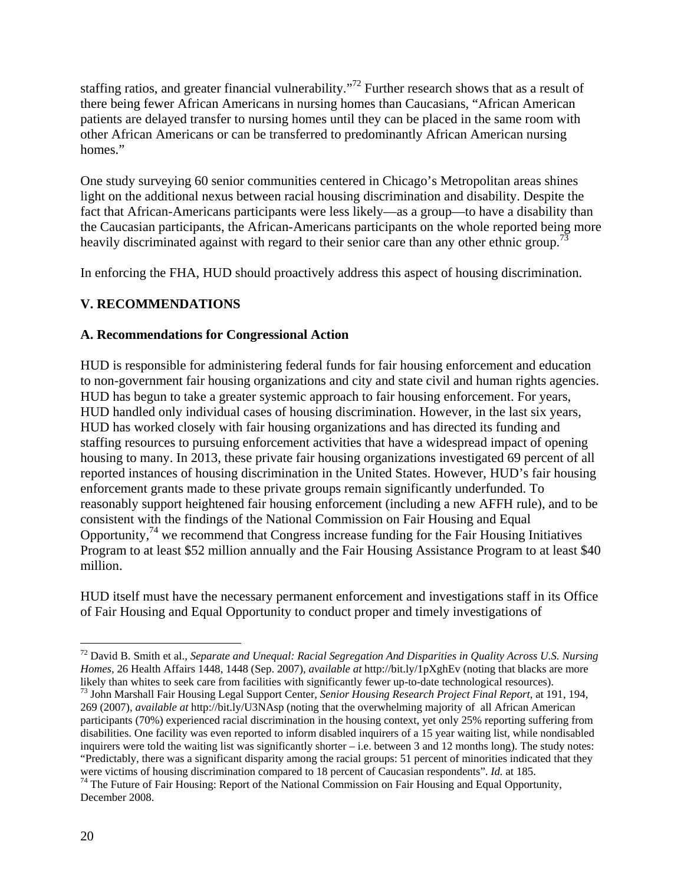staffing ratios, and greater financial vulnerability."[72] Further research shows that as a result of there being fewer African Americans in nursing homes than Caucasians, "African American patients are delayed transfer to nursing homes until they can be placed in the same room with other African Americans or can be transferred to predominantly African American nursing homes."

One study surveying 60 senior communities centered in Chicago's Metropolitan areas shines light on the additional nexus between racial housing discrimination and disability. Despite the fact that African-Americans participants were less likely—as a group—to have a disability than the Caucasian participants, the African-Americans participants on the whole reported being more heavily discriminated against with regard to their senior care than any other ethnic group.[73]

In enforcing the FHA, HUD should proactively address this aspect of housing discrimination.

## V. RECOMMENDATIONS

### A. Recommendations for Congressional Action

HUD is responsible for administering federal funds for fair housing enforcement and education to non-government fair housing organizations and city and state civil and human rights agencies. HUD has begun to take a greater systemic approach to fair housing enforcement. For years, HUD handled only individual cases of housing discrimination. However, in the last six years, HUD has worked closely with fair housing organizations and has directed its funding and staffing resources to pursuing enforcement activities that have a widespread impact of opening housing to many. In 2013, these private fair housing organizations investigated 69 percent of all reported instances of housing discrimination in the United States. However, HUD's fair housing enforcement grants made to these private groups remain significantly underfunded. To reasonably support heightened fair housing enforcement (including a new AFFH rule), and to be consistent with the findings of the National Commission on Fair Housing and Equal Opportunity,[74] we recommend that Congress increase funding for the Fair Housing Initiatives Program to at least $52 million annually and the Fair Housing Assistance Program to at least $40 million.

HUD itself must have the necessary permanent enforcement and investigations staff in its Office of Fair Housing and Equal Opportunity to conduct proper and timely investigations of

---

[72] David B. Smith et al., *Separate and Unequal: Racial Segregation And Disparities in Quality Across U.S. Nursing Homes*, 26 Health Affairs 1448, 1448 (Sep. 2007), *available at* http://bit.ly/1pXghEv (noting that blacks are more likely than whites to seek care from facilities with significantly fewer up-to-date technological resources).

[73] John Marshall Fair Housing Legal Support Center, *Senior Housing Research Project Final Report*, at 191, 194, 269 (2007), *available at* http://bit.ly/U3NAsp (noting that the overwhelming majority of all African American participants (70%) experienced racial discrimination in the housing context, yet only 25% reporting suffering from disabilities. One facility was even reported to inform disabled inquirers of a 15 year waiting list, while nondisabled inquirers were told the waiting list was significantly shorter – i.e. between 3 and 12 months long). The study notes: "Predictably, there was a significant disparity among the racial groups: 51 percent of minorities indicated that they were victims of housing discrimination compared to 18 percent of Caucasian respondents". *Id.* at 185.

[74] The Future of Fair Housing: Report of the National Commission on Fair Housing and Equal Opportunity, December 2008.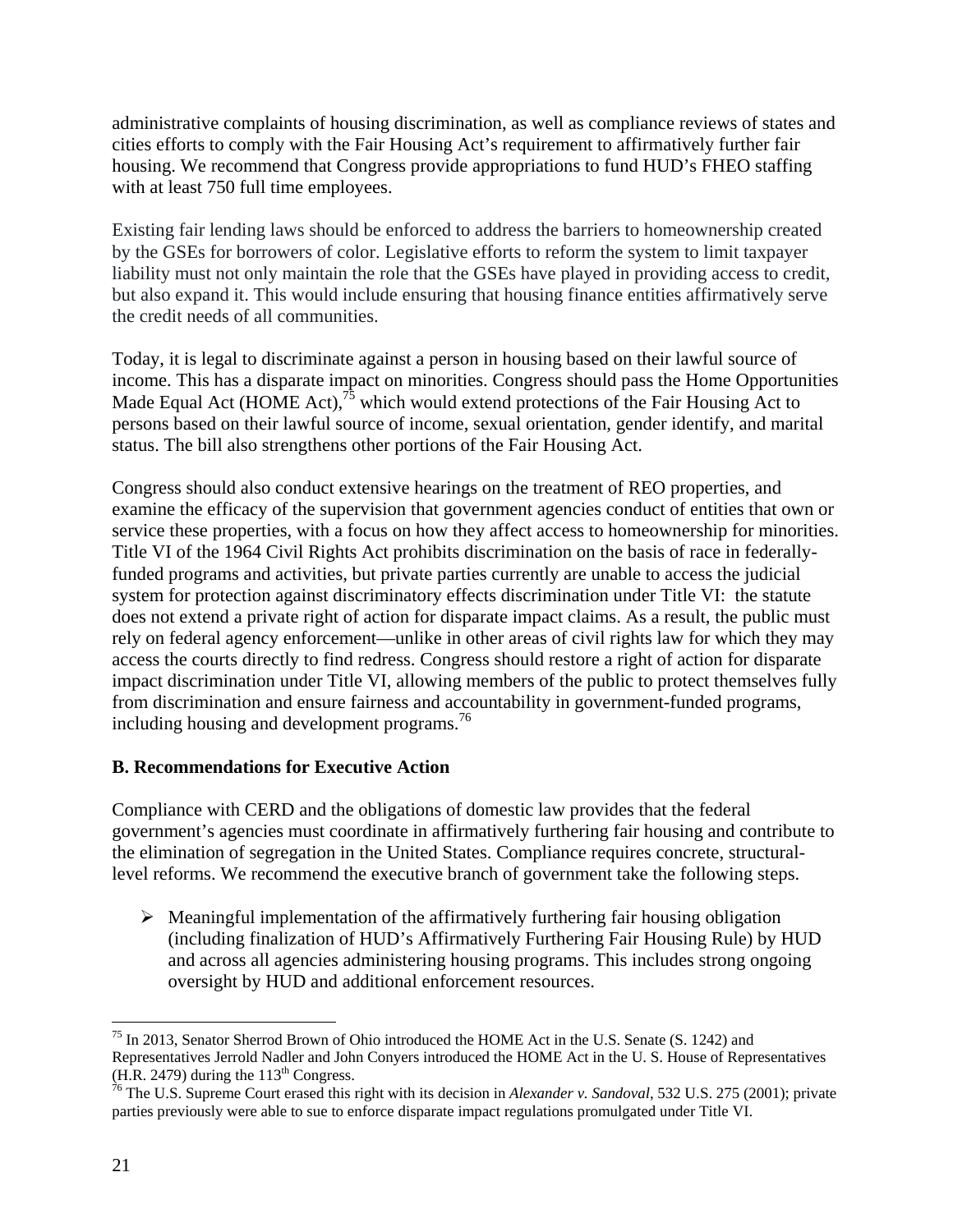administrative complaints of housing discrimination, as well as compliance reviews of states and cities efforts to comply with the Fair Housing Act's requirement to affirmatively further fair housing. We recommend that Congress provide appropriations to fund HUD's FHEO staffing with at least 750 full time employees.

Existing fair lending laws should be enforced to address the barriers to homeownership created by the GSEs for borrowers of color. Legislative efforts to reform the system to limit taxpayer liability must not only maintain the role that the GSEs have played in providing access to credit, but also expand it. This would include ensuring that housing finance entities affirmatively serve the credit needs of all communities.

Today, it is legal to discriminate against a person in housing based on their lawful source of income. This has a disparate impact on minorities. Congress should pass the Home Opportunities Made Equal Act (HOME Act),[75] which would extend protections of the Fair Housing Act to persons based on their lawful source of income, sexual orientation, gender identify, and marital status. The bill also strengthens other portions of the Fair Housing Act.

Congress should also conduct extensive hearings on the treatment of REO properties, and examine the efficacy of the supervision that government agencies conduct of entities that own or service these properties, with a focus on how they affect access to homeownership for minorities. Title VI of the 1964 Civil Rights Act prohibits discrimination on the basis of race in federally-funded programs and activities, but private parties currently are unable to access the judicial system for protection against discriminatory effects discrimination under Title VI: the statute does not extend a private right of action for disparate impact claims. As a result, the public must rely on federal agency enforcement—unlike in other areas of civil rights law for which they may access the courts directly to find redress. Congress should restore a right of action for disparate impact discrimination under Title VI, allowing members of the public to protect themselves fully from discrimination and ensure fairness and accountability in government-funded programs, including housing and development programs.[76]

### B. Recommendations for Executive Action

Compliance with CERD and the obligations of domestic law provides that the federal government's agencies must coordinate in affirmatively furthering fair housing and contribute to the elimination of segregation in the United States. Compliance requires concrete, structural-level reforms. We recommend the executive branch of government take the following steps.

- Meaningful implementation of the affirmatively furthering fair housing obligation (including finalization of HUD's Affirmatively Furthering Fair Housing Rule) by HUD and across all agencies administering housing programs. This includes strong ongoing oversight by HUD and additional enforcement resources.

---

[75] In 2013, Senator Sherrod Brown of Ohio introduced the HOME Act in the U.S. Senate (S. 1242) and Representatives Jerrold Nadler and John Conyers introduced the HOME Act in the U. S. House of Representatives (H.R. 2479) during the 113th Congress.

[76] The U.S. Supreme Court erased this right with its decision in *Alexander v. Sandoval*, 532 U.S. 275 (2001); private parties previously were able to sue to enforce disparate impact regulations promulgated under Title VI.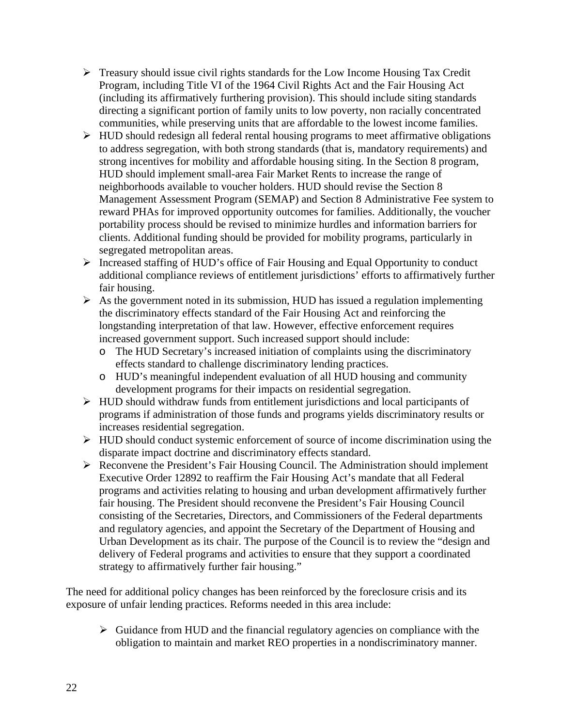- Treasury should issue civil rights standards for the Low Income Housing Tax Credit Program, including Title VI of the 1964 Civil Rights Act and the Fair Housing Act (including its affirmatively furthering provision). This should include siting standards directing a significant portion of family units to low poverty, non racially concentrated communities, while preserving units that are affordable to the lowest income families.
- HUD should redesign all federal rental housing programs to meet affirmative obligations to address segregation, with both strong standards (that is, mandatory requirements) and strong incentives for mobility and affordable housing siting. In the Section 8 program, HUD should implement small-area Fair Market Rents to increase the range of neighborhoods available to voucher holders. HUD should revise the Section 8 Management Assessment Program (SEMAP) and Section 8 Administrative Fee system to reward PHAs for improved opportunity outcomes for families. Additionally, the voucher portability process should be revised to minimize hurdles and information barriers for clients. Additional funding should be provided for mobility programs, particularly in segregated metropolitan areas.
- Increased staffing of HUD's office of Fair Housing and Equal Opportunity to conduct additional compliance reviews of entitlement jurisdictions' efforts to affirmatively further fair housing.
- As the government noted in its submission, HUD has issued a regulation implementing the discriminatory effects standard of the Fair Housing Act and reinforcing the longstanding interpretation of that law. However, effective enforcement requires increased government support. Such increased support should include:
  - The HUD Secretary's increased initiation of complaints using the discriminatory effects standard to challenge discriminatory lending practices.
  - HUD's meaningful independent evaluation of all HUD housing and community development programs for their impacts on residential segregation.
- HUD should withdraw funds from entitlement jurisdictions and local participants of programs if administration of those funds and programs yields discriminatory results or increases residential segregation.
- HUD should conduct systemic enforcement of source of income discrimination using the disparate impact doctrine and discriminatory effects standard.
- Reconvene the President's Fair Housing Council. The Administration should implement Executive Order 12892 to reaffirm the Fair Housing Act's mandate that all Federal programs and activities relating to housing and urban development affirmatively further fair housing. The President should reconvene the President's Fair Housing Council consisting of the Secretaries, Directors, and Commissioners of the Federal departments and regulatory agencies, and appoint the Secretary of the Department of Housing and Urban Development as its chair. The purpose of the Council is to review the "design and delivery of Federal programs and activities to ensure that they support a coordinated strategy to affirmatively further fair housing."

The need for additional policy changes has been reinforced by the foreclosure crisis and its exposure of unfair lending practices. Reforms needed in this area include:

- Guidance from HUD and the financial regulatory agencies on compliance with the obligation to maintain and market REO properties in a nondiscriminatory manner.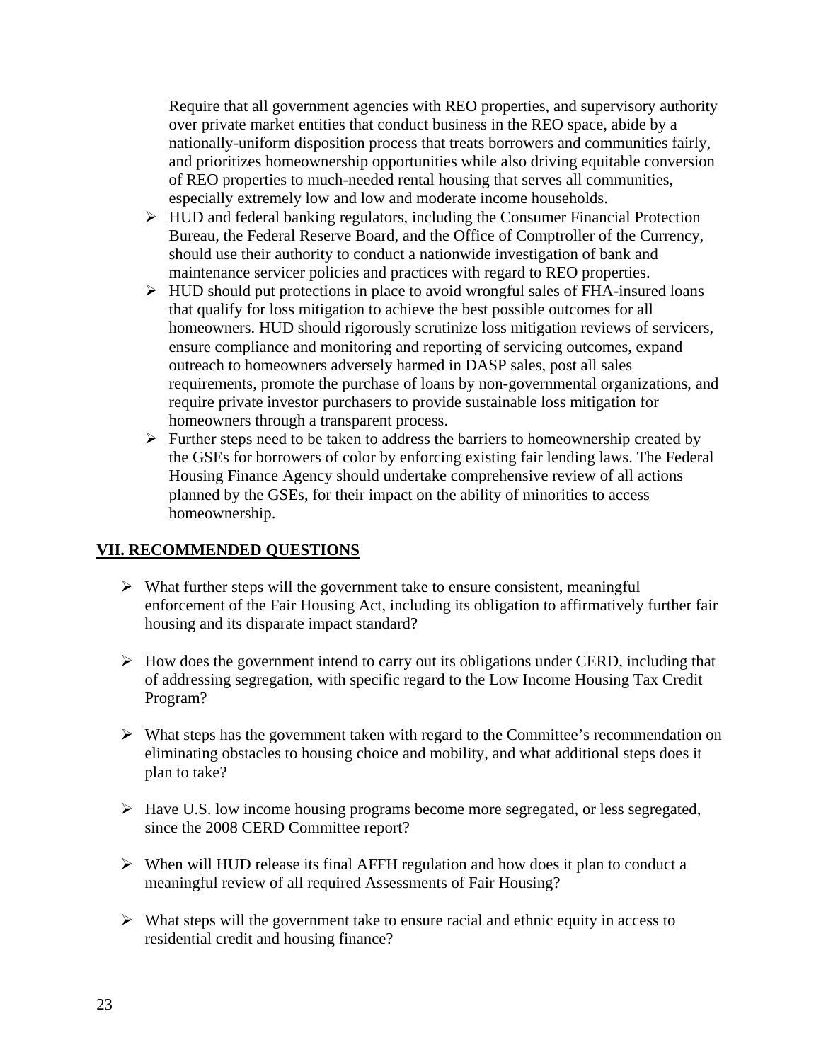Require that all government agencies with REO properties, and supervisory authority over private market entities that conduct business in the REO space, abide by a nationally-uniform disposition process that treats borrowers and communities fairly, and prioritizes homeownership opportunities while also driving equitable conversion of REO properties to much-needed rental housing that serves all communities, especially extremely low and low and moderate income households.

- HUD and federal banking regulators, including the Consumer Financial Protection Bureau, the Federal Reserve Board, and the Office of Comptroller of the Currency, should use their authority to conduct a nationwide investigation of bank and maintenance servicer policies and practices with regard to REO properties.
- HUD should put protections in place to avoid wrongful sales of FHA-insured loans that qualify for loss mitigation to achieve the best possible outcomes for all homeowners. HUD should rigorously scrutinize loss mitigation reviews of servicers, ensure compliance and monitoring and reporting of servicing outcomes, expand outreach to homeowners adversely harmed in DASP sales, post all sales requirements, promote the purchase of loans by non-governmental organizations, and require private investor purchasers to provide sustainable loss mitigation for homeowners through a transparent process.
- Further steps need to be taken to address the barriers to homeownership created by the GSEs for borrowers of color by enforcing existing fair lending laws. The Federal Housing Finance Agency should undertake comprehensive review of all actions planned by the GSEs, for their impact on the ability of minorities to access homeownership.

## VII. RECOMMENDED QUESTIONS

- What further steps will the government take to ensure consistent, meaningful enforcement of the Fair Housing Act, including its obligation to affirmatively further fair housing and its disparate impact standard?

- How does the government intend to carry out its obligations under CERD, including that of addressing segregation, with specific regard to the Low Income Housing Tax Credit Program?

- What steps has the government taken with regard to the Committee's recommendation on eliminating obstacles to housing choice and mobility, and what additional steps does it plan to take?

- Have U.S. low income housing programs become more segregated, or less segregated, since the 2008 CERD Committee report?

- When will HUD release its final AFFH regulation and how does it plan to conduct a meaningful review of all required Assessments of Fair Housing?

- What steps will the government take to ensure racial and ethnic equity in access to residential credit and housing finance?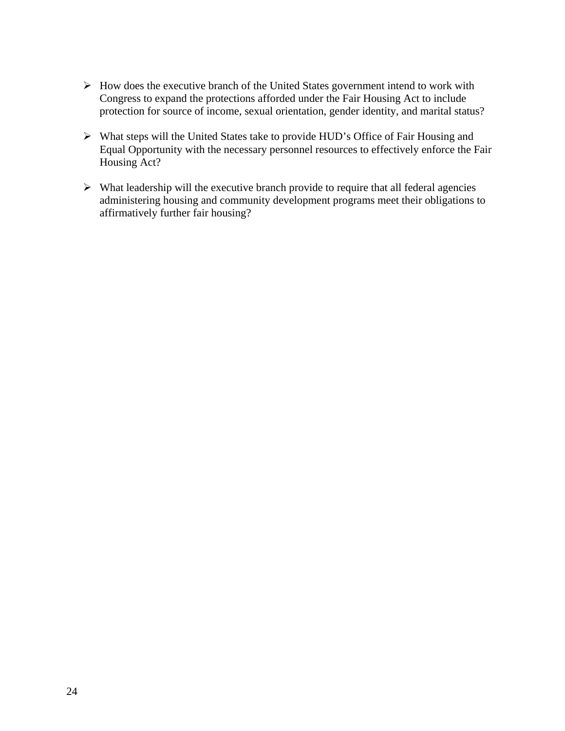- How does the executive branch of the United States government intend to work with Congress to expand the protections afforded under the Fair Housing Act to include protection for source of income, sexual orientation, gender identity, and marital status?

- What steps will the United States take to provide HUD's Office of Fair Housing and Equal Opportunity with the necessary personnel resources to effectively enforce the Fair Housing Act?

- What leadership will the executive branch provide to require that all federal agencies administering housing and community development programs meet their obligations to affirmatively further fair housing?